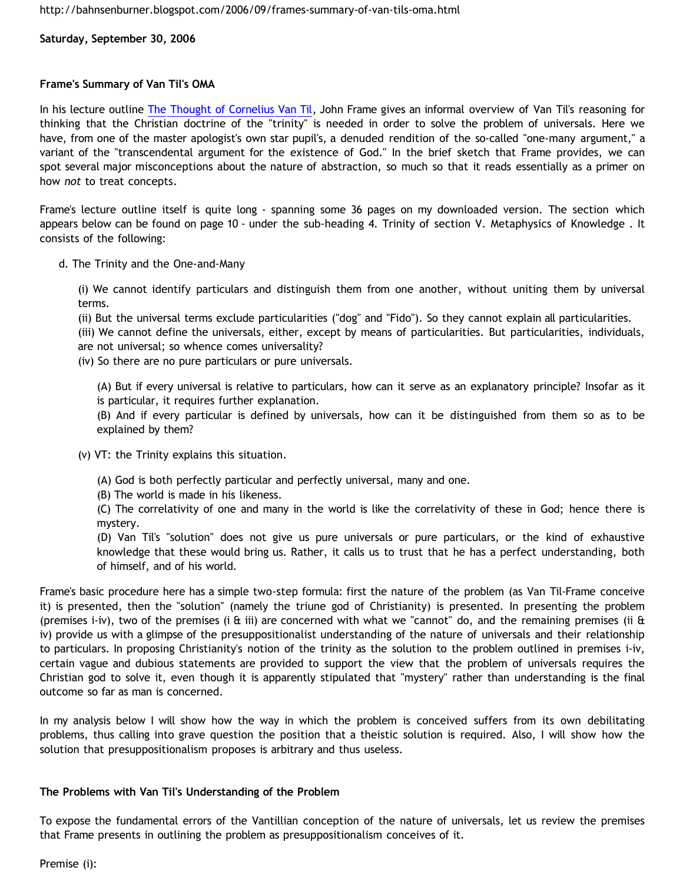http://bahnsenburner.blogspot.com/2006/09/frames-summary-of-van-tils-oma.html

**Saturday, September 30, 2006**

**Frame's Summary of Van Til's OMA**

In his lecture outline The Thought of Cornelius Van Til, John Frame gives an informal overview of Van Til's reasoning for thinking that the Christian doctrine of the "trinity" is needed in order to solve the problem of universals. Here we have, from one of the master apologist's own star pupil's, a denuded rendition of the so-called "one-many argument," a variant of the "transcendental argument for the existence of God." In the brief sketch that Frame provides, we can spot several major misconceptions about the nature of abstraction, so much so that it reads essentially as a primer on how *not* to treat concepts.

Frame's lecture outline itself is quite long - spanning some 36 pages on my downloaded version. The section which appears below can be found on page 10 - under the sub-heading 4. Trinity of section V. Metaphysics of Knowledge . It consists of the following:

d. The Trinity and the One-and-Many

> (i) We cannot identify particulars and distinguish them from one another, without uniting them by universal terms.
> (ii) But the universal terms exclude particularities ("dog" and "Fido"). So they cannot explain all particularities.
> (iii) We cannot define the universals, either, except by means of particularities. But particularities, individuals, are not universal; so whence comes universality?
> (iv) So there are no pure particulars or pure universals.
>
> > (A) But if every universal is relative to particulars, how can it serve as an explanatory principle? Insofar as it is particular, it requires further explanation.
> > (B) And if every particular is defined by universals, how can it be distinguished from them so as to be explained by them?
>
> (v) VT: the Trinity explains this situation.
>
> > (A) God is both perfectly particular and perfectly universal, many and one.
> > (B) The world is made in his likeness.
> > (C) The correlativity of one and many in the world is like the correlativity of these in God; hence there is mystery.
> > (D) Van Til's "solution" does not give us pure universals or pure particulars, or the kind of exhaustive knowledge that these would bring us. Rather, it calls us to trust that he has a perfect understanding, both of himself, and of his world.

Frame's basic procedure here has a simple two-step formula: first the nature of the problem (as Van Til-Frame conceive it) is presented, then the "solution" (namely the triune god of Christianity) is presented. In presenting the problem (premises i-iv), two of the premises (i & iii) are concerned with what we "cannot" do, and the remaining premises (ii & iv) provide us with a glimpse of the presuppositionalist understanding of the nature of universals and their relationship to particulars. In proposing Christianity's notion of the trinity as the solution to the problem outlined in premises i-iv, certain vague and dubious statements are provided to support the view that the problem of universals requires the Christian god to solve it, even though it is apparently stipulated that "mystery" rather than understanding is the final outcome so far as man is concerned.

In my analysis below I will show how the way in which the problem is conceived suffers from its own debilitating problems, thus calling into grave question the position that a theistic solution is required. Also, I will show how the solution that presuppositionalism proposes is arbitrary and thus useless.

**The Problems with Van Til's Understanding of the Problem**

To expose the fundamental errors of the Vantillian conception of the nature of universals, let us review the premises that Frame presents in outlining the problem as presuppositionalism conceives of it.

Premise (i):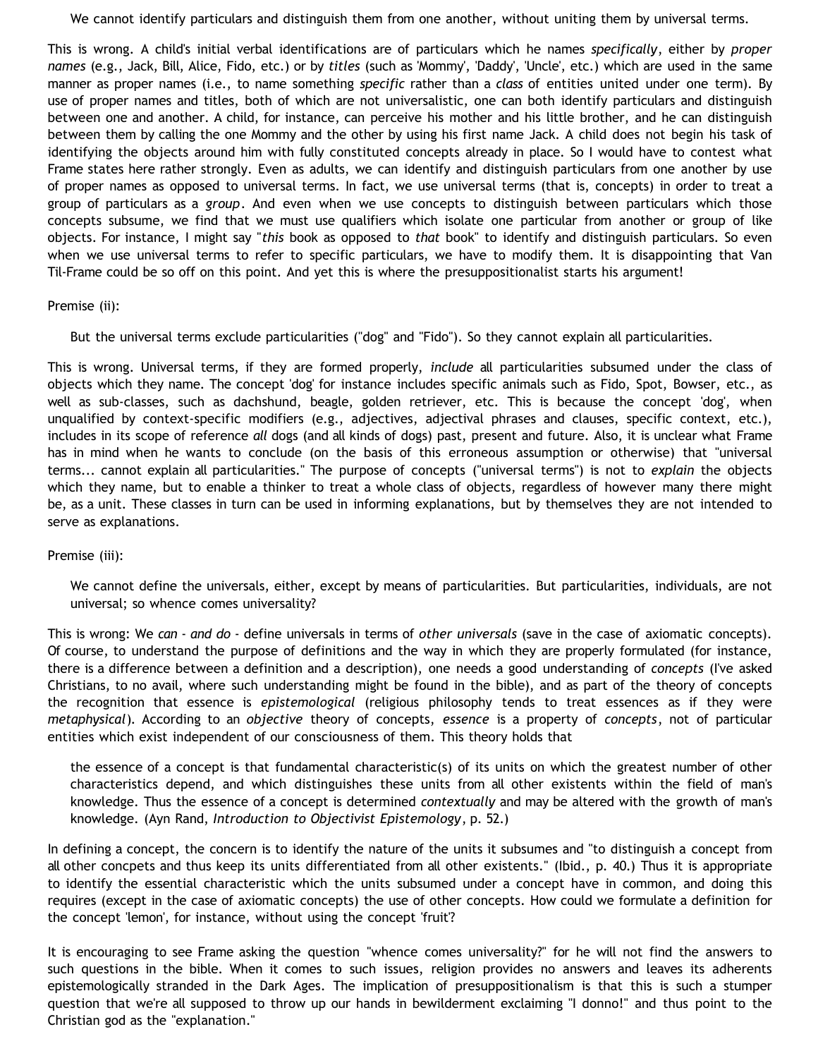> We cannot identify particulars and distinguish them from one another, without uniting them by universal terms.

This is wrong. A child's initial verbal identifications are of particulars which he names *specifically*, either by *proper names* (e.g., Jack, Bill, Alice, Fido, etc.) or by *titles* (such as 'Mommy', 'Daddy', 'Uncle', etc.) which are used in the same manner as proper names (i.e., to name something *specific* rather than a *class* of entities united under one term). By use of proper names and titles, both of which are not universalistic, one can both identify particulars and distinguish between one and another. A child, for instance, can perceive his mother and his little brother, and he can distinguish between them by calling the one Mommy and the other by using his first name Jack. A child does not begin his task of identifying the objects around him with fully constituted concepts already in place. So I would have to contest what Frame states here rather strongly. Even as adults, we can identify and distinguish particulars from one another by use of proper names as opposed to universal terms. In fact, we use universal terms (that is, concepts) in order to treat a group of particulars as a *group*. And even when we use concepts to distinguish between particulars which those concepts subsume, we find that we must use qualifiers which isolate one particular from another or group of like objects. For instance, I might say "*this* book as opposed to *that* book" to identify and distinguish particulars. So even when we use universal terms to refer to specific particulars, we have to modify them. It is disappointing that Van Til-Frame could be so off on this point. And yet this is where the presuppositionalist starts his argument!

Premise (ii):

> But the universal terms exclude particularities ("dog" and "Fido"). So they cannot explain all particularities.

This is wrong. Universal terms, if they are formed properly, *include* all particularities subsumed under the class of objects which they name. The concept 'dog' for instance includes specific animals such as Fido, Spot, Bowser, etc., as well as sub-classes, such as dachshund, beagle, golden retriever, etc. This is because the concept 'dog', when unqualified by context-specific modifiers (e.g., adjectives, adjectival phrases and clauses, specific context, etc.), includes in its scope of reference *all* dogs (and all kinds of dogs) past, present and future. Also, it is unclear what Frame has in mind when he wants to conclude (on the basis of this erroneous assumption or otherwise) that "universal terms... cannot explain all particularities." The purpose of concepts ("universal terms") is not to *explain* the objects which they name, but to enable a thinker to treat a whole class of objects, regardless of however many there might be, as a unit. These classes in turn can be used in informing explanations, but by themselves they are not intended to serve as explanations.

Premise (iii):

> We cannot define the universals, either, except by means of particularities. But particularities, individuals, are not universal; so whence comes universality?

This is wrong: We *can - and do* - define universals in terms of *other universals* (save in the case of axiomatic concepts). Of course, to understand the purpose of definitions and the way in which they are properly formulated (for instance, there is a difference between a definition and a description), one needs a good understanding of *concepts* (I've asked Christians, to no avail, where such understanding might be found in the bible), and as part of the theory of concepts the recognition that essence is *epistemological* (religious philosophy tends to treat essences as if they were *metaphysical*). According to an *objective* theory of concepts, *essence* is a property of *concepts*, not of particular entities which exist independent of our consciousness of them. This theory holds that

> the essence of a concept is that fundamental characteristic(s) of its units on which the greatest number of other characteristics depend, and which distinguishes these units from all other existents within the field of man's knowledge. Thus the essence of a concept is determined *contextually* and may be altered with the growth of man's knowledge. (Ayn Rand, *Introduction to Objectivist Epistemology*, p. 52.)

In defining a concept, the concern is to identify the nature of the units it subsumes and "to distinguish a concept from all other concpets and thus keep its units differentiated from all other existents." (Ibid., p. 40.) Thus it is appropriate to identify the essential characteristic which the units subsumed under a concept have in common, and doing this requires (except in the case of axiomatic concepts) the use of other concepts. How could we formulate a definition for the concept 'lemon', for instance, without using the concept 'fruit'?

It is encouraging to see Frame asking the question "whence comes universality?" for he will not find the answers to such questions in the bible. When it comes to such issues, religion provides no answers and leaves its adherents epistemologically stranded in the Dark Ages. The implication of presuppositionalism is that this is such a stumper question that we're all supposed to throw up our hands in bewilderment exclaiming "I donno!" and thus point to the Christian god as the "explanation."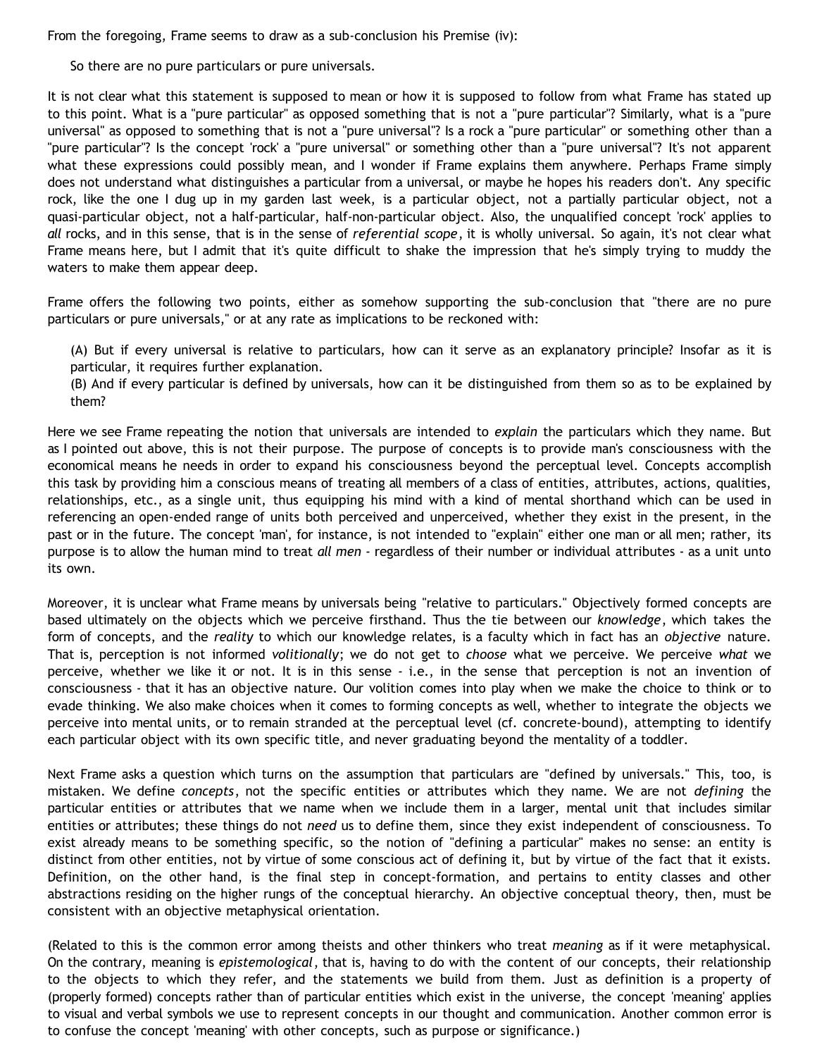From the foregoing, Frame seems to draw as a sub-conclusion his Premise (iv):

> So there are no pure particulars or pure universals.

It is not clear what this statement is supposed to mean or how it is supposed to follow from what Frame has stated up to this point. What is a "pure particular" as opposed something that is not a "pure particular"? Similarly, what is a "pure universal" as opposed to something that is not a "pure universal"? Is a rock a "pure particular" or something other than a "pure particular"? Is the concept 'rock' a "pure universal" or something other than a "pure universal"? It's not apparent what these expressions could possibly mean, and I wonder if Frame explains them anywhere. Perhaps Frame simply does not understand what distinguishes a particular from a universal, or maybe he hopes his readers don't. Any specific rock, like the one I dug up in my garden last week, is a particular object, not a partially particular object, not a quasi-particular object, not a half-particular, half-non-particular object. Also, the unqualified concept 'rock' applies to *all* rocks, and in this sense, that is in the sense of *referential scope*, it is wholly universal. So again, it's not clear what Frame means here, but I admit that it's quite difficult to shake the impression that he's simply trying to muddy the waters to make them appear deep.

Frame offers the following two points, either as somehow supporting the sub-conclusion that "there are no pure particulars or pure universals," or at any rate as implications to be reckoned with:

> (A) But if every universal is relative to particulars, how can it serve as an explanatory principle? Insofar as it is particular, it requires further explanation.
> (B) And if every particular is defined by universals, how can it be distinguished from them so as to be explained by them?

Here we see Frame repeating the notion that universals are intended to *explain* the particulars which they name. But as I pointed out above, this is not their purpose. The purpose of concepts is to provide man's consciousness with the economical means he needs in order to expand his consciousness beyond the perceptual level. Concepts accomplish this task by providing him a conscious means of treating all members of a class of entities, attributes, actions, qualities, relationships, etc., as a single unit, thus equipping his mind with a kind of mental shorthand which can be used in referencing an open-ended range of units both perceived and unperceived, whether they exist in the present, in the past or in the future. The concept 'man', for instance, is not intended to "explain" either one man or all men; rather, its purpose is to allow the human mind to treat *all men* - regardless of their number or individual attributes - as a unit unto its own.

Moreover, it is unclear what Frame means by universals being "relative to particulars." Objectively formed concepts are based ultimately on the objects which we perceive firsthand. Thus the tie between our *knowledge*, which takes the form of concepts, and the *reality* to which our knowledge relates, is a faculty which in fact has an *objective* nature. That is, perception is not informed *volitionally*; we do not get to *choose* what we perceive. We perceive *what* we perceive, whether we like it or not. It is in this sense - i.e., in the sense that perception is not an invention of consciousness - that it has an objective nature. Our volition comes into play when we make the choice to think or to evade thinking. We also make choices when it comes to forming concepts as well, whether to integrate the objects we perceive into mental units, or to remain stranded at the perceptual level (cf. concrete-bound), attempting to identify each particular object with its own specific title, and never graduating beyond the mentality of a toddler.

Next Frame asks a question which turns on the assumption that particulars are "defined by universals." This, too, is mistaken. We define *concepts*, not the specific entities or attributes which they name. We are not *defining* the particular entities or attributes that we name when we include them in a larger, mental unit that includes similar entities or attributes; these things do not *need* us to define them, since they exist independent of consciousness. To exist already means to be something specific, so the notion of "defining a particular" makes no sense: an entity is distinct from other entities, not by virtue of some conscious act of defining it, but by virtue of the fact that it exists. Definition, on the other hand, is the final step in concept-formation, and pertains to entity classes and other abstractions residing on the higher rungs of the conceptual hierarchy. An objective conceptual theory, then, must be consistent with an objective metaphysical orientation.

(Related to this is the common error among theists and other thinkers who treat *meaning* as if it were metaphysical. On the contrary, meaning is *epistemological*, that is, having to do with the content of our concepts, their relationship to the objects to which they refer, and the statements we build from them. Just as definition is a property of (properly formed) concepts rather than of particular entities which exist in the universe, the concept 'meaning' applies to visual and verbal symbols we use to represent concepts in our thought and communication. Another common error is to confuse the concept 'meaning' with other concepts, such as purpose or significance.)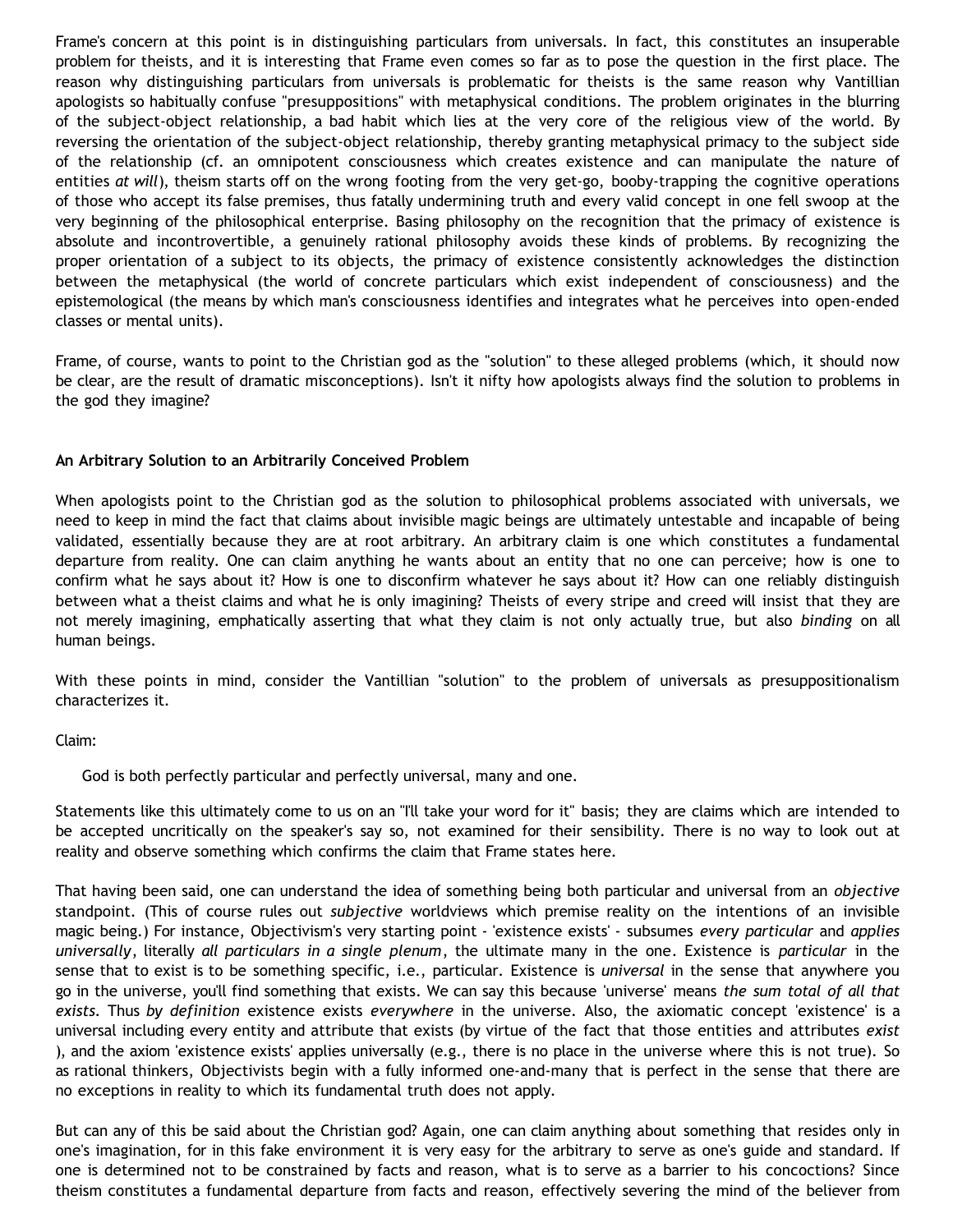Frame's concern at this point is in distinguishing particulars from universals. In fact, this constitutes an insuperable problem for theists, and it is interesting that Frame even comes so far as to pose the question in the first place. The reason why distinguishing particulars from universals is problematic for theists is the same reason why Vantillian apologists so habitually confuse "presuppositions" with metaphysical conditions. The problem originates in the blurring of the subject-object relationship, a bad habit which lies at the very core of the religious view of the world. By reversing the orientation of the subject-object relationship, thereby granting metaphysical primacy to the subject side of the relationship (cf. an omnipotent consciousness which creates existence and can manipulate the nature of entities *at will*), theism starts off on the wrong footing from the very get-go, booby-trapping the cognitive operations of those who accept its false premises, thus fatally undermining truth and every valid concept in one fell swoop at the very beginning of the philosophical enterprise. Basing philosophy on the recognition that the primacy of existence is absolute and incontrovertible, a genuinely rational philosophy avoids these kinds of problems. By recognizing the proper orientation of a subject to its objects, the primacy of existence consistently acknowledges the distinction between the metaphysical (the world of concrete particulars which exist independent of consciousness) and the epistemological (the means by which man's consciousness identifies and integrates what he perceives into open-ended classes or mental units).

Frame, of course, wants to point to the Christian god as the "solution" to these alleged problems (which, it should now be clear, are the result of dramatic misconceptions). Isn't it nifty how apologists always find the solution to problems in the god they imagine?

### An Arbitrary Solution to an Arbitrarily Conceived Problem

When apologists point to the Christian god as the solution to philosophical problems associated with universals, we need to keep in mind the fact that claims about invisible magic beings are ultimately untestable and incapable of being validated, essentially because they are at root arbitrary. An arbitrary claim is one which constitutes a fundamental departure from reality. One can claim anything he wants about an entity that no one can perceive; how is one to confirm what he says about it? How is one to disconfirm whatever he says about it? How can one reliably distinguish between what a theist claims and what he is only imagining? Theists of every stripe and creed will insist that they are not merely imagining, emphatically asserting that what they claim is not only actually true, but also *binding* on all human beings.

With these points in mind, consider the Vantillian "solution" to the problem of universals as presuppositionalism characterizes it.

Claim:

> God is both perfectly particular and perfectly universal, many and one.

Statements like this ultimately come to us on an "I'll take your word for it" basis; they are claims which are intended to be accepted uncritically on the speaker's say so, not examined for their sensibility. There is no way to look out at reality and observe something which confirms the claim that Frame states here.

That having been said, one can understand the idea of something being both particular and universal from an *objective* standpoint. (This of course rules out *subjective* worldviews which premise reality on the intentions of an invisible magic being.) For instance, Objectivism's very starting point - 'existence exists' - subsumes *every particular* and *applies universally*, literally *all particulars in a single plenum*, the ultimate many in the one. Existence is *particular* in the sense that to exist is to be something specific, i.e., particular. Existence is *universal* in the sense that anywhere you go in the universe, you'll find something that exists. We can say this because 'universe' means *the sum total of all that exists*. Thus *by definition* existence exists *everywhere* in the universe. Also, the axiomatic concept 'existence' is a universal including every entity and attribute that exists (by virtue of the fact that those entities and attributes *exist* ), and the axiom 'existence exists' applies universally (e.g., there is no place in the universe where this is not true). So as rational thinkers, Objectivists begin with a fully informed one-and-many that is perfect in the sense that there are no exceptions in reality to which its fundamental truth does not apply.

But can any of this be said about the Christian god? Again, one can claim anything about something that resides only in one's imagination, for in this fake environment it is very easy for the arbitrary to serve as one's guide and standard. If one is determined not to be constrained by facts and reason, what is to serve as a barrier to his concoctions? Since theism constitutes a fundamental departure from facts and reason, effectively severing the mind of the believer from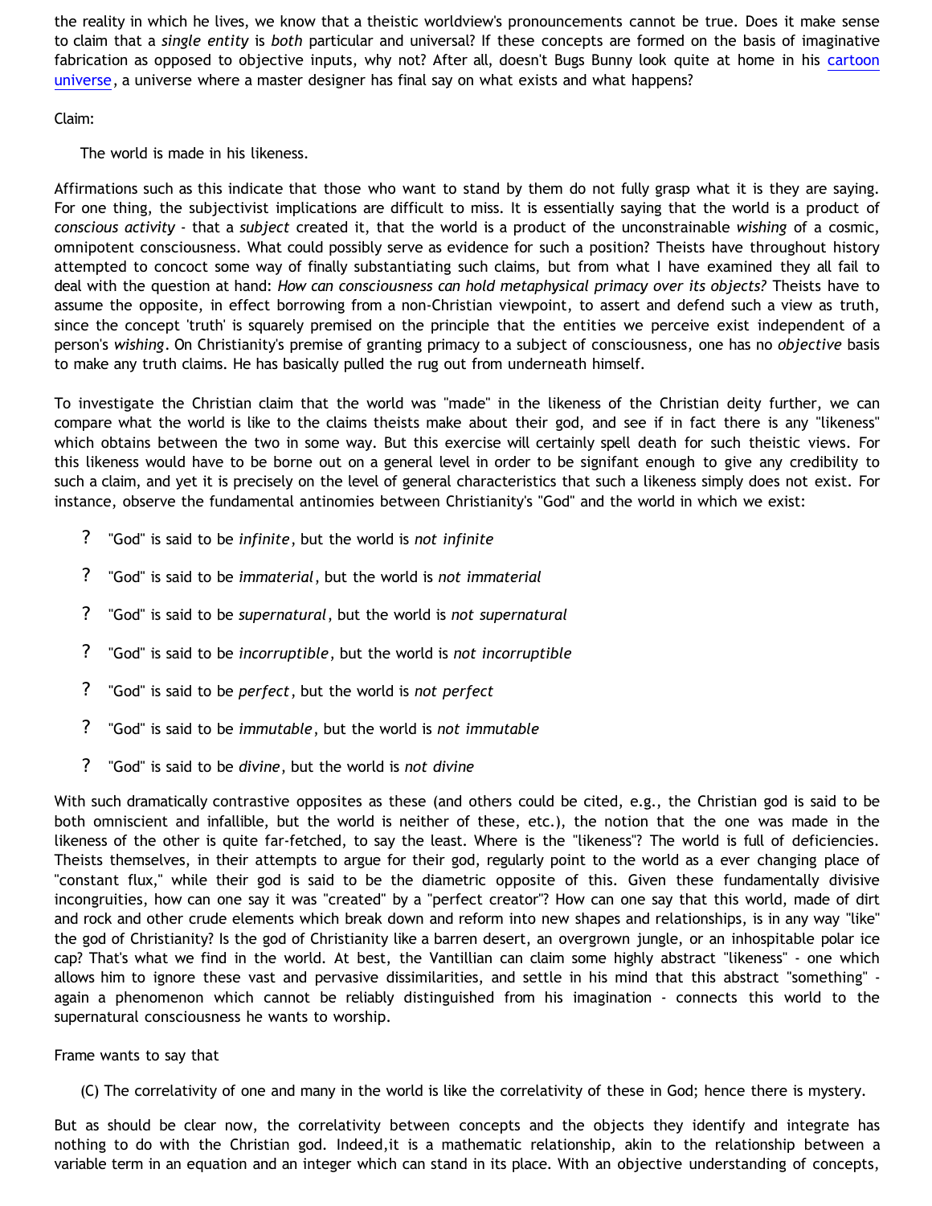the reality in which he lives, we know that a theistic worldview's pronouncements cannot be true. Does it make sense to claim that a *single entity* is *both* particular and universal? If these concepts are formed on the basis of imaginative fabrication as opposed to objective inputs, why not? After all, doesn't Bugs Bunny look quite at home in his cartoon universe, a universe where a master designer has final say on what exists and what happens?

Claim:

> The world is made in his likeness.

Affirmations such as this indicate that those who want to stand by them do not fully grasp what it is they are saying. For one thing, the subjectivist implications are difficult to miss. It is essentially saying that the world is a product of *conscious activity* - that a *subject* created it, that the world is a product of the unconstrainable *wishing* of a cosmic, omnipotent consciousness. What could possibly serve as evidence for such a position? Theists have throughout history attempted to concoct some way of finally substantiating such claims, but from what I have examined they all fail to deal with the question at hand: *How can consciousness can hold metaphysical primacy over its objects?* Theists have to assume the opposite, in effect borrowing from a non-Christian viewpoint, to assert and defend such a view as truth, since the concept 'truth' is squarely premised on the principle that the entities we perceive exist independent of a person's *wishing*. On Christianity's premise of granting primacy to a subject of consciousness, one has no *objective* basis to make any truth claims. He has basically pulled the rug out from underneath himself.

To investigate the Christian claim that the world was "made" in the likeness of the Christian deity further, we can compare what the world is like to the claims theists make about their god, and see if in fact there is any "likeness" which obtains between the two in some way. But this exercise will certainly spell death for such theistic views. For this likeness would have to be borne out on a general level in order to be signifant enough to give any credibility to such a claim, and yet it is precisely on the level of general characteristics that such a likeness simply does not exist. For instance, observe the fundamental antinomies between Christianity's "God" and the world in which we exist:

- "God" is said to be *infinite*, but the world is *not infinite*
- "God" is said to be *immaterial*, but the world is *not immaterial*
- "God" is said to be *supernatural*, but the world is *not supernatural*
- "God" is said to be *incorruptible*, but the world is *not incorruptible*
- "God" is said to be *perfect*, but the world is *not perfect*
- "God" is said to be *immutable*, but the world is *not immutable*
- "God" is said to be *divine*, but the world is *not divine*

With such dramatically contrastive opposites as these (and others could be cited, e.g., the Christian god is said to be both omniscient and infallible, but the world is neither of these, etc.), the notion that the one was made in the likeness of the other is quite far-fetched, to say the least. Where is the "likeness"? The world is full of deficiencies. Theists themselves, in their attempts to argue for their god, regularly point to the world as a ever changing place of "constant flux," while their god is said to be the diametric opposite of this. Given these fundamentally divisive incongruities, how can one say it was "created" by a "perfect creator"? How can one say that this world, made of dirt and rock and other crude elements which break down and reform into new shapes and relationships, is in any way "like" the god of Christianity? Is the god of Christianity like a barren desert, an overgrown jungle, or an inhospitable polar ice cap? That's what we find in the world. At best, the Vantillian can claim some highly abstract "likeness" - one which allows him to ignore these vast and pervasive dissimilarities, and settle in his mind that this abstract "something" - again a phenomenon which cannot be reliably distinguished from his imagination - connects this world to the supernatural consciousness he wants to worship.

Frame wants to say that

> (C) The correlativity of one and many in the world is like the correlativity of these in God; hence there is mystery.

But as should be clear now, the correlativity between concepts and the objects they identify and integrate has nothing to do with the Christian god. Indeed,it is a mathematic relationship, akin to the relationship between a variable term in an equation and an integer which can stand in its place. With an objective understanding of concepts,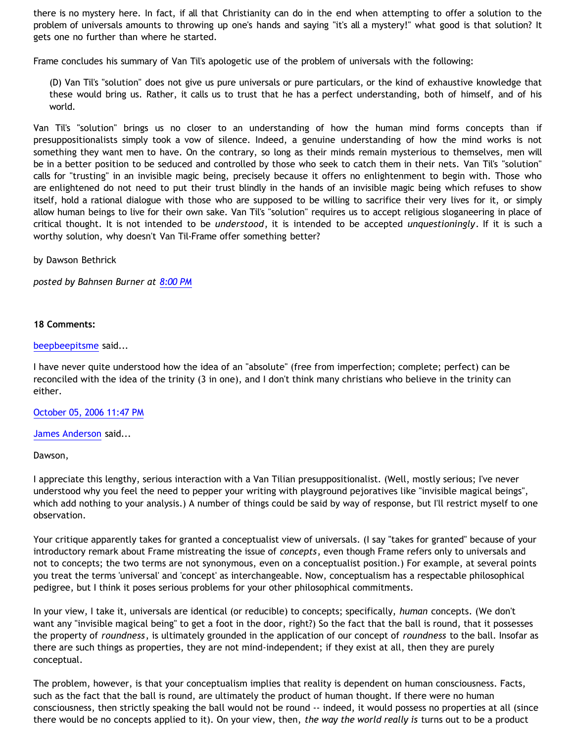there is no mystery here. In fact, if all that Christianity can do in the end when attempting to offer a solution to the problem of universals amounts to throwing up one's hands and saying "it's all a mystery!" what good is that solution? It gets one no further than where he started.

Frame concludes his summary of Van Til's apologetic use of the problem of universals with the following:

> (D) Van Til's "solution" does not give us pure universals or pure particulars, or the kind of exhaustive knowledge that these would bring us. Rather, it calls us to trust that he has a perfect understanding, both of himself, and of his world.

Van Til's "solution" brings us no closer to an understanding of how the human mind forms concepts than if presuppositionalists simply took a vow of silence. Indeed, a genuine understanding of how the mind works is not something they want men to have. On the contrary, so long as their minds remain mysterious to themselves, men will be in a better position to be seduced and controlled by those who seek to catch them in their nets. Van Til's "solution" calls for "trusting" in an invisible magic being, precisely because it offers no enlightenment to begin with. Those who are enlightened do not need to put their trust blindly in the hands of an invisible magic being which refuses to show itself, hold a rational dialogue with those who are supposed to be willing to sacrifice their very lives for it, or simply allow human beings to live for their own sake. Van Til's "solution" requires us to accept religious sloganeering in place of critical thought. It is not intended to be *understood*, it is intended to be accepted *unquestioningly*. If it is such a worthy solution, why doesn't Van Til-Frame offer something better?

by Dawson Bethrick

*posted by Bahnsen Burner at 8:00 PM*

**18 Comments:**

beepbeepitsme said...

I have never quite understood how the idea of an "absolute" (free from imperfection; complete; perfect) can be reconciled with the idea of the trinity (3 in one), and I don't think many christians who believe in the trinity can either.

October 05, 2006 11:47 PM

James Anderson said...

Dawson,

I appreciate this lengthy, serious interaction with a Van Tilian presuppositionalist. (Well, mostly serious; I've never understood why you feel the need to pepper your writing with playground pejoratives like "invisible magical beings", which add nothing to your analysis.) A number of things could be said by way of response, but I'll restrict myself to one observation.

Your critique apparently takes for granted a conceptualist view of universals. (I say "takes for granted" because of your introductory remark about Frame mistreating the issue of *concepts*, even though Frame refers only to universals and not to concepts; the two terms are not synonymous, even on a conceptualist position.) For example, at several points you treat the terms 'universal' and 'concept' as interchangeable. Now, conceptualism has a respectable philosophical pedigree, but I think it poses serious problems for your other philosophical commitments.

In your view, I take it, universals are identical (or reducible) to concepts; specifically, *human* concepts. (We don't want any "invisible magical being" to get a foot in the door, right?) So the fact that the ball is round, that it possesses the property of *roundness*, is ultimately grounded in the application of our concept of *roundness* to the ball. Insofar as there are such things as properties, they are not mind-independent; if they exist at all, then they are purely conceptual.

The problem, however, is that your conceptualism implies that reality is dependent on human consciousness. Facts, such as the fact that the ball is round, are ultimately the product of human thought. If there were no human consciousness, then strictly speaking the ball would not be round -- indeed, it would possess no properties at all (since there would be no concepts applied to it). On your view, then, *the way the world really is* turns out to be a product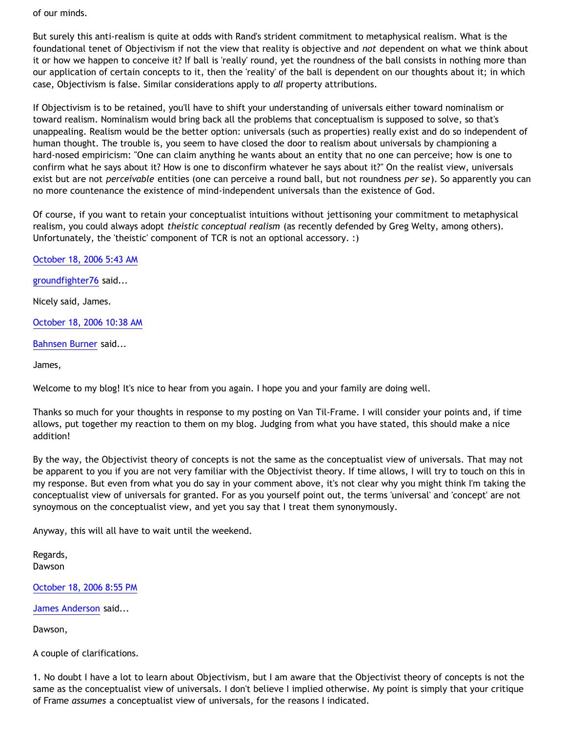of our minds.

But surely this anti-realism is quite at odds with Rand's strident commitment to metaphysical realism. What is the foundational tenet of Objectivism if not the view that reality is objective and *not* dependent on what we think about it or how we happen to conceive it? If ball is 'really' round, yet the roundness of the ball consists in nothing more than our application of certain concepts to it, then the 'reality' of the ball is dependent on our thoughts about it; in which case, Objectivism is false. Similar considerations apply to *all* property attributions.

If Objectivism is to be retained, you'll have to shift your understanding of universals either toward nominalism or toward realism. Nominalism would bring back all the problems that conceptualism is supposed to solve, so that's unappealing. Realism would be the better option: universals (such as properties) really exist and do so independent of human thought. The trouble is, you seem to have closed the door to realism about universals by championing a hard-nosed empiricism: "One can claim anything he wants about an entity that no one can perceive; how is one to confirm what he says about it? How is one to disconfirm whatever he says about it?" On the realist view, universals exist but are not *perceivable* entities (one can perceive a round ball, but not roundness *per se*). So apparently you can no more countenance the existence of mind-independent universals than the existence of God.

Of course, if you want to retain your conceptualist intuitions without jettisoning your commitment to metaphysical realism, you could always adopt *theistic conceptual realism* (as recently defended by Greg Welty, among others). Unfortunately, the 'theistic' component of TCR is not an optional accessory. :)

October 18, 2006 5:43 AM

groundfighter76 said...

Nicely said, James.

October 18, 2006 10:38 AM

Bahnsen Burner said...

James,

Welcome to my blog! It's nice to hear from you again. I hope you and your family are doing well.

Thanks so much for your thoughts in response to my posting on Van Til-Frame. I will consider your points and, if time allows, put together my reaction to them on my blog. Judging from what you have stated, this should make a nice addition!

By the way, the Objectivist theory of concepts is not the same as the conceptualist view of universals. That may not be apparent to you if you are not very familiar with the Objectivist theory. If time allows, I will try to touch on this in my response. But even from what you do say in your comment above, it's not clear why you might think I'm taking the conceptualist view of universals for granted. For as you yourself point out, the terms 'universal' and 'concept' are not synoymous on the conceptualist view, and yet you say that I treat them synonymously.

Anyway, this will all have to wait until the weekend.

Regards,
Dawson

October 18, 2006 8:55 PM

James Anderson said...

Dawson,

A couple of clarifications.

1. No doubt I have a lot to learn about Objectivism, but I am aware that the Objectivist theory of concepts is not the same as the conceptualist view of universals. I don't believe I implied otherwise. My point is simply that your critique of Frame *assumes* a conceptualist view of universals, for the reasons I indicated.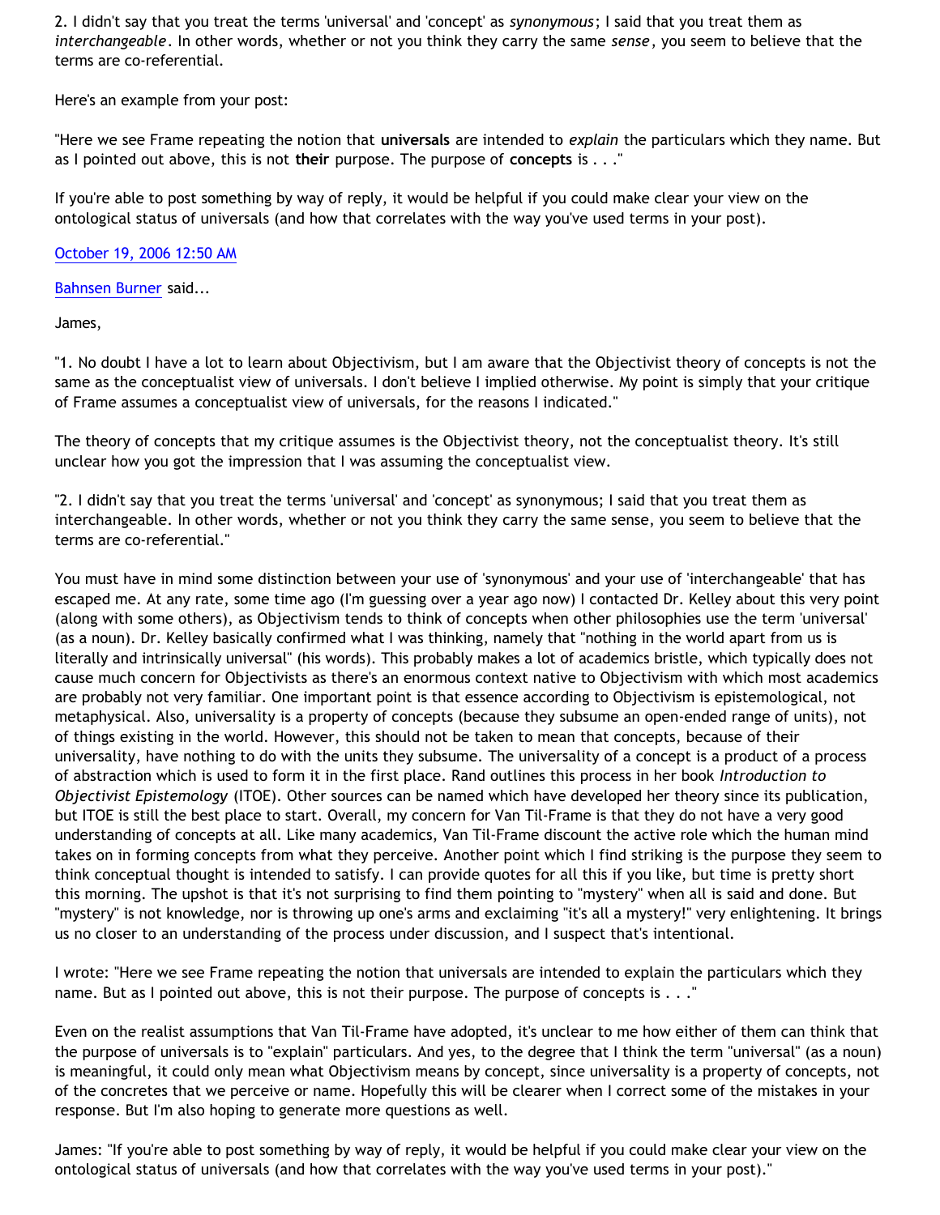2. I didn't say that you treat the terms 'universal' and 'concept' as *synonymous*; I said that you treat them as *interchangeable*. In other words, whether or not you think they carry the same *sense*, you seem to believe that the terms are co-referential.

Here's an example from your post:

"Here we see Frame repeating the notion that **universals** are intended to *explain* the particulars which they name. But as I pointed out above, this is not **their** purpose. The purpose of **concepts** is . . ."

If you're able to post something by way of reply, it would be helpful if you could make clear your view on the ontological status of universals (and how that correlates with the way you've used terms in your post).

October 19, 2006 12:50 AM

Bahnsen Burner said...

James,

"1. No doubt I have a lot to learn about Objectivism, but I am aware that the Objectivist theory of concepts is not the same as the conceptualist view of universals. I don't believe I implied otherwise. My point is simply that your critique of Frame assumes a conceptualist view of universals, for the reasons I indicated."

The theory of concepts that my critique assumes is the Objectivist theory, not the conceptualist theory. It's still unclear how you got the impression that I was assuming the conceptualist view.

"2. I didn't say that you treat the terms 'universal' and 'concept' as synonymous; I said that you treat them as interchangeable. In other words, whether or not you think they carry the same sense, you seem to believe that the terms are co-referential."

You must have in mind some distinction between your use of 'synonymous' and your use of 'interchangeable' that has escaped me. At any rate, some time ago (I'm guessing over a year ago now) I contacted Dr. Kelley about this very point (along with some others), as Objectivism tends to think of concepts when other philosophies use the term 'universal' (as a noun). Dr. Kelley basically confirmed what I was thinking, namely that "nothing in the world apart from us is literally and intrinsically universal" (his words). This probably makes a lot of academics bristle, which typically does not cause much concern for Objectivists as there's an enormous context native to Objectivism with which most academics are probably not very familiar. One important point is that essence according to Objectivism is epistemological, not metaphysical. Also, universality is a property of concepts (because they subsume an open-ended range of units), not of things existing in the world. However, this should not be taken to mean that concepts, because of their universality, have nothing to do with the units they subsume. The universality of a concept is a product of a process of abstraction which is used to form it in the first place. Rand outlines this process in her book *Introduction to Objectivist Epistemology* (ITOE). Other sources can be named which have developed her theory since its publication, but ITOE is still the best place to start. Overall, my concern for Van Til-Frame is that they do not have a very good understanding of concepts at all. Like many academics, Van Til-Frame discount the active role which the human mind takes on in forming concepts from what they perceive. Another point which I find striking is the purpose they seem to think conceptual thought is intended to satisfy. I can provide quotes for all this if you like, but time is pretty short this morning. The upshot is that it's not surprising to find them pointing to "mystery" when all is said and done. But "mystery" is not knowledge, nor is throwing up one's arms and exclaiming "it's all a mystery!" very enlightening. It brings us no closer to an understanding of the process under discussion, and I suspect that's intentional.

I wrote: "Here we see Frame repeating the notion that universals are intended to explain the particulars which they name. But as I pointed out above, this is not their purpose. The purpose of concepts is . . ."

Even on the realist assumptions that Van Til-Frame have adopted, it's unclear to me how either of them can think that the purpose of universals is to "explain" particulars. And yes, to the degree that I think the term "universal" (as a noun) is meaningful, it could only mean what Objectivism means by concept, since universality is a property of concepts, not of the concretes that we perceive or name. Hopefully this will be clearer when I correct some of the mistakes in your response. But I'm also hoping to generate more questions as well.

James: "If you're able to post something by way of reply, it would be helpful if you could make clear your view on the ontological status of universals (and how that correlates with the way you've used terms in your post)."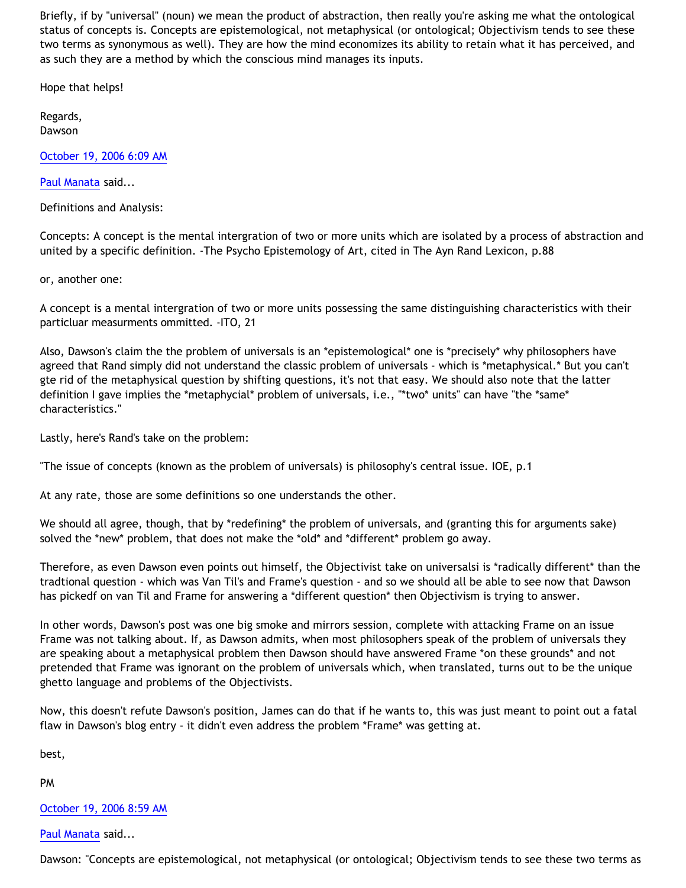Briefly, if by "universal" (noun) we mean the product of abstraction, then really you're asking me what the ontological status of concepts is. Concepts are epistemological, not metaphysical (or ontological; Objectivism tends to see these two terms as synonymous as well). They are how the mind economizes its ability to retain what it has perceived, and as such they are a method by which the conscious mind manages its inputs.

Hope that helps!

Regards,
Dawson

October 19, 2006 6:09 AM

Paul Manata said...

Definitions and Analysis:

Concepts: A concept is the mental intergration of two or more units which are isolated by a process of abstraction and united by a specific definition. -The Psycho Epistemology of Art, cited in The Ayn Rand Lexicon, p.88

or, another one:

A concept is a mental intergration of two or more units possessing the same distinguishing characteristics with their particluar measurments ommitted. -ITO, 21

Also, Dawson's claim the the problem of universals is an *epistemological* one is *precisely* why philosophers have agreed that Rand simply did not understand the classic problem of universals - which is *metaphysical.* But you can't gte rid of the metaphysical question by shifting questions, it's not that easy. We should also note that the latter definition I gave implies the *metaphycial* problem of universals, i.e., "*two* units" can have "the *same* characteristics."

Lastly, here's Rand's take on the problem:

"The issue of concepts (known as the problem of universals) is philosophy's central issue. IOE, p.1

At any rate, those are some definitions so one understands the other.

We should all agree, though, that by *redefining* the problem of universals, and (granting this for arguments sake) solved the *new* problem, that does not make the *old* and *different* problem go away.

Therefore, as even Dawson even points out himself, the Objectivist take on universalsi is *radically different* than the tradtional question - which was Van Til's and Frame's question - and so we should all be able to see now that Dawson has pickedf on van Til and Frame for answering a *different question* then Objectivism is trying to answer.

In other words, Dawson's post was one big smoke and mirrors session, complete with attacking Frame on an issue Frame was not talking about. If, as Dawson admits, when most philosophers speak of the problem of universals they are speaking about a metaphysical problem then Dawson should have answered Frame *on these grounds* and not pretended that Frame was ignorant on the problem of universals which, when translated, turns out to be the unique ghetto language and problems of the Objectivists.

Now, this doesn't refute Dawson's position, James can do that if he wants to, this was just meant to point out a fatal flaw in Dawson's blog entry - it didn't even address the problem *Frame* was getting at.

best,

PM

October 19, 2006 8:59 AM

Paul Manata said...

Dawson: "Concepts are epistemological, not metaphysical (or ontological; Objectivism tends to see these two terms as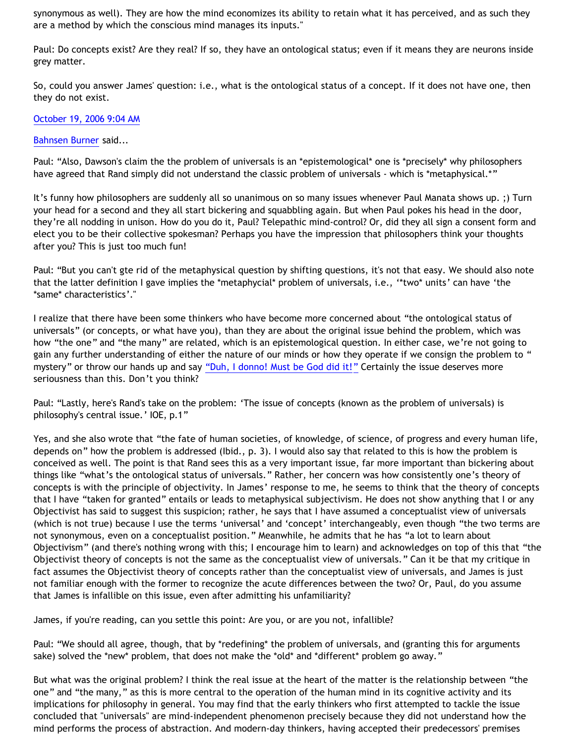synonymous as well). They are how the mind economizes its ability to retain what it has perceived, and as such they are a method by which the conscious mind manages its inputs."

Paul: Do concepts exist? Are they real? If so, they have an ontological status; even if it means they are neurons inside grey matter.

So, could you answer James' question: i.e., what is the ontological status of a concept. If it does not have one, then they do not exist.

October 19, 2006 9:04 AM

Bahnsen Burner said...

Paul: "Also, Dawson's claim the the problem of universals is an *epistemological* one is *precisely* why philosophers have agreed that Rand simply did not understand the classic problem of universals - which is *metaphysical.*"

It's funny how philosophers are suddenly all so unanimous on so many issues whenever Paul Manata shows up. ;) Turn your head for a second and they all start bickering and squabbling again. But when Paul pokes his head in the door, they're all nodding in unison. How do you do it, Paul? Telepathic mind-control? Or, did they all sign a consent form and elect you to be their collective spokesman? Perhaps you have the impression that philosophers think your thoughts after you? This is just too much fun!

Paul: "But you can't gte rid of the metaphysical question by shifting questions, it's not that easy. We should also note that the latter definition I gave implies the *metaphycial* problem of universals, i.e., '*two* units' can have 'the *same* characteristics'."

I realize that there have been some thinkers who have become more concerned about "the ontological status of universals" (or concepts, or what have you), than they are about the original issue behind the problem, which was how "the one" and "the many" are related, which is an epistemological question. In either case, we're not going to gain any further understanding of either the nature of our minds or how they operate if we consign the problem to " mystery" or throw our hands up and say "Duh, I donno! Must be God did it!" Certainly the issue deserves more seriousness than this. Don't you think?

Paul: "Lastly, here's Rand's take on the problem: 'The issue of concepts (known as the problem of universals) is philosophy's central issue.' IOE, p.1"

Yes, and she also wrote that "the fate of human societies, of knowledge, of science, of progress and every human life, depends on" how the problem is addressed (Ibid., p. 3). I would also say that related to this is how the problem is conceived as well. The point is that Rand sees this as a very important issue, far more important than bickering about things like "what's the ontological status of universals." Rather, her concern was how consistently one's theory of concepts is with the principle of objectivity. In James' response to me, he seems to think that the theory of concepts that I have "taken for granted" entails or leads to metaphysical subjectivism. He does not show anything that I or any Objectivist has said to suggest this suspicion; rather, he says that I have assumed a conceptualist view of universals (which is not true) because I use the terms 'universal' and 'concept' interchangeably, even though "the two terms are not synonymous, even on a conceptualist position." Meanwhile, he admits that he has "a lot to learn about Objectivism" (and there's nothing wrong with this; I encourage him to learn) and acknowledges on top of this that "the Objectivist theory of concepts is not the same as the conceptualist view of universals." Can it be that my critique in fact assumes the Objectivist theory of concepts rather than the conceptualist view of universals, and James is just not familiar enough with the former to recognize the acute differences between the two? Or, Paul, do you assume that James is infallible on this issue, even after admitting his unfamiliarity?

James, if you're reading, can you settle this point: Are you, or are you not, infallible?

Paul: "We should all agree, though, that by *redefining* the problem of universals, and (granting this for arguments sake) solved the *new* problem, that does not make the *old* and *different* problem go away."

But what was the original problem? I think the real issue at the heart of the matter is the relationship between "the one" and "the many," as this is more central to the operation of the human mind in its cognitive activity and its implications for philosophy in general. You may find that the early thinkers who first attempted to tackle the issue concluded that "universals" are mind-independent phenomenon precisely because they did not understand how the mind performs the process of abstraction. And modern-day thinkers, having accepted their predecessors' premises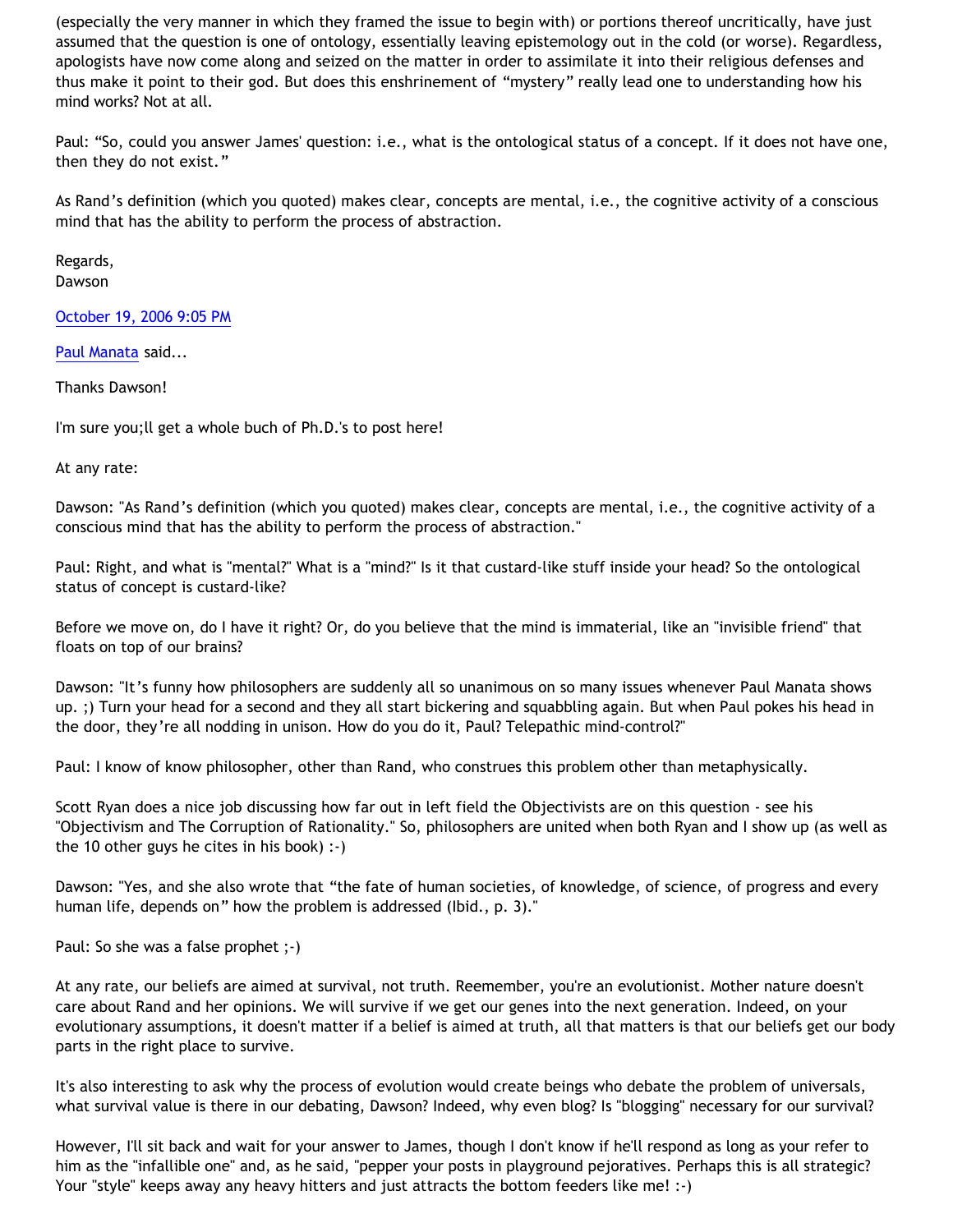(especially the very manner in which they framed the issue to begin with) or portions thereof uncritically, have just assumed that the question is one of ontology, essentially leaving epistemology out in the cold (or worse). Regardless, apologists have now come along and seized on the matter in order to assimilate it into their religious defenses and thus make it point to their god. But does this enshrinement of "mystery" really lead one to understanding how his mind works? Not at all.

Paul: "So, could you answer James' question: i.e., what is the ontological status of a concept. If it does not have one, then they do not exist."

As Rand's definition (which you quoted) makes clear, concepts are mental, i.e., the cognitive activity of a conscious mind that has the ability to perform the process of abstraction.

Regards,
Dawson

October 19, 2006 9:05 PM

Paul Manata said...

Thanks Dawson!

I'm sure you;ll get a whole buch of Ph.D.'s to post here!

At any rate:

Dawson: "As Rand's definition (which you quoted) makes clear, concepts are mental, i.e., the cognitive activity of a conscious mind that has the ability to perform the process of abstraction."

Paul: Right, and what is "mental?" What is a "mind?" Is it that custard-like stuff inside your head? So the ontological status of concept is custard-like?

Before we move on, do I have it right? Or, do you believe that the mind is immaterial, like an "invisible friend" that floats on top of our brains?

Dawson: "It's funny how philosophers are suddenly all so unanimous on so many issues whenever Paul Manata shows up. ;) Turn your head for a second and they all start bickering and squabbling again. But when Paul pokes his head in the door, they're all nodding in unison. How do you do it, Paul? Telepathic mind-control?"

Paul: I know of know philosopher, other than Rand, who construes this problem other than metaphysically.

Scott Ryan does a nice job discussing how far out in left field the Objectivists are on this question - see his "Objectivism and The Corruption of Rationality." So, philosophers are united when both Ryan and I show up (as well as the 10 other guys he cites in his book) :-)

Dawson: "Yes, and she also wrote that "the fate of human societies, of knowledge, of science, of progress and every human life, depends on" how the problem is addressed (Ibid., p. 3)."

Paul: So she was a false prophet ;-)

At any rate, our beliefs are aimed at survival, not truth. Reemember, you're an evolutionist. Mother nature doesn't care about Rand and her opinions. We will survive if we get our genes into the next generation. Indeed, on your evolutionary assumptions, it doesn't matter if a belief is aimed at truth, all that matters is that our beliefs get our body parts in the right place to survive.

It's also interesting to ask why the process of evolution would create beings who debate the problem of universals, what survival value is there in our debating, Dawson? Indeed, why even blog? Is "blogging" necessary for our survival?

However, I'll sit back and wait for your answer to James, though I don't know if he'll respond as long as your refer to him as the "infallible one" and, as he said, "pepper your posts in playground pejoratives. Perhaps this is all strategic? Your "style" keeps away any heavy hitters and just attracts the bottom feeders like me! :-)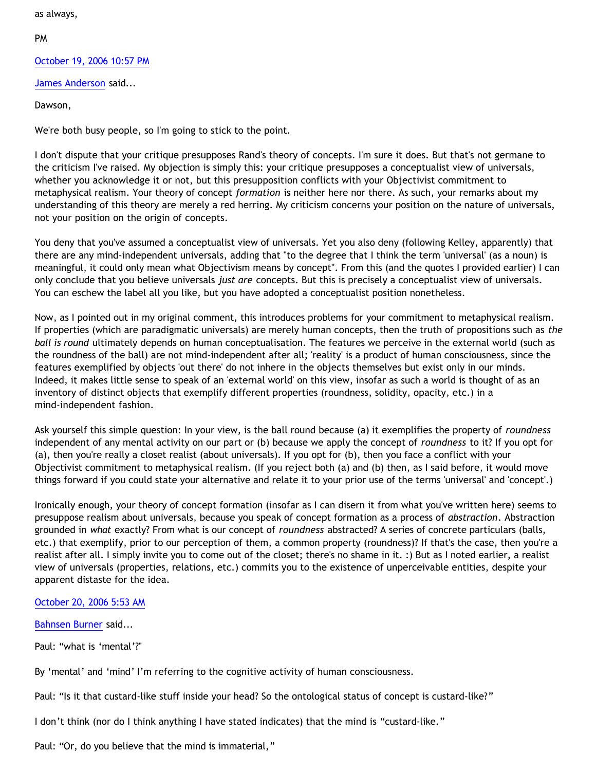as always,

PM

October 19, 2006 10:57 PM

James Anderson said...

Dawson,

We're both busy people, so I'm going to stick to the point.

I don't dispute that your critique presupposes Rand's theory of concepts. I'm sure it does. But that's not germane to the criticism I've raised. My objection is simply this: your critique presupposes a conceptualist view of universals, whether you acknowledge it or not, but this presupposition conflicts with your Objectivist commitment to metaphysical realism. Your theory of concept *formation* is neither here nor there. As such, your remarks about my understanding of this theory are merely a red herring. My criticism concerns your position on the nature of universals, not your position on the origin of concepts.

You deny that you've assumed a conceptualist view of universals. Yet you also deny (following Kelley, apparently) that there are any mind-independent universals, adding that "to the degree that I think the term 'universal' (as a noun) is meaningful, it could only mean what Objectivism means by concept". From this (and the quotes I provided earlier) I can only conclude that you believe universals *just are* concepts. But this is precisely a conceptualist view of universals. You can eschew the label all you like, but you have adopted a conceptualist position nonetheless.

Now, as I pointed out in my original comment, this introduces problems for your commitment to metaphysical realism. If properties (which are paradigmatic universals) are merely human concepts, then the truth of propositions such as *the ball is round* ultimately depends on human conceptualisation. The features we perceive in the external world (such as the roundness of the ball) are not mind-independent after all; 'reality' is a product of human consciousness, since the features exemplified by objects 'out there' do not inhere in the objects themselves but exist only in our minds. Indeed, it makes little sense to speak of an 'external world' on this view, insofar as such a world is thought of as an inventory of distinct objects that exemplify different properties (roundness, solidity, opacity, etc.) in a mind-independent fashion.

Ask yourself this simple question: In your view, is the ball round because (a) it exemplifies the property of *roundness* independent of any mental activity on our part or (b) because we apply the concept of *roundness* to it? If you opt for (a), then you're really a closet realist (about universals). If you opt for (b), then you face a conflict with your Objectivist commitment to metaphysical realism. (If you reject both (a) and (b) then, as I said before, it would move things forward if you could state your alternative and relate it to your prior use of the terms 'universal' and 'concept'.)

Ironically enough, your theory of concept formation (insofar as I can disern it from what you've written here) seems to presuppose realism about universals, because you speak of concept formation as a process of *abstraction*. Abstraction grounded in *what* exactly? From what is our concept of *roundness* abstracted? A series of concrete particulars (balls, etc.) that exemplify, prior to our perception of them, a common property (roundness)? If that's the case, then you're a realist after all. I simply invite you to come out of the closet; there's no shame in it. :) But as I noted earlier, a realist view of universals (properties, relations, etc.) commits you to the existence of unperceivable entities, despite your apparent distaste for the idea.

October 20, 2006 5:53 AM

Bahnsen Burner said...

Paul: "what is 'mental'?"

By 'mental' and 'mind' I'm referring to the cognitive activity of human consciousness.

Paul: "Is it that custard-like stuff inside your head? So the ontological status of concept is custard-like?"

I don't think (nor do I think anything I have stated indicates) that the mind is "custard-like."

Paul: "Or, do you believe that the mind is immaterial,"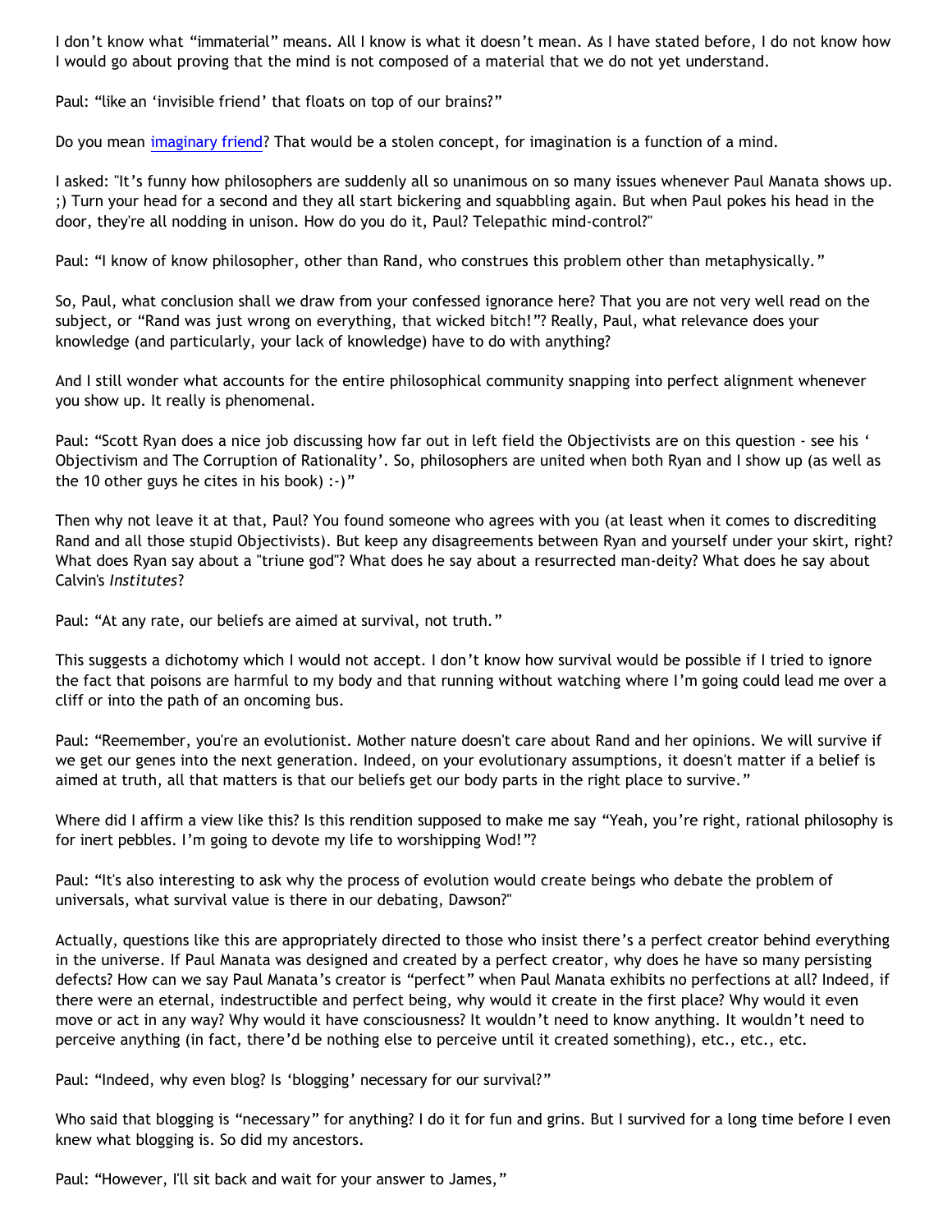I don't know what "immaterial" means. All I know is what it doesn't mean. As I have stated before, I do not know how I would go about proving that the mind is not composed of a material that we do not yet understand.

Paul: "like an 'invisible friend' that floats on top of our brains?"

Do you mean imaginary friend? That would be a stolen concept, for imagination is a function of a mind.

I asked: "It's funny how philosophers are suddenly all so unanimous on so many issues whenever Paul Manata shows up. ;) Turn your head for a second and they all start bickering and squabbling again. But when Paul pokes his head in the door, they're all nodding in unison. How do you do it, Paul? Telepathic mind-control?"

Paul: "I know of know philosopher, other than Rand, who construes this problem other than metaphysically."

So, Paul, what conclusion shall we draw from your confessed ignorance here? That you are not very well read on the subject, or "Rand was just wrong on everything, that wicked bitch!"? Really, Paul, what relevance does your knowledge (and particularly, your lack of knowledge) have to do with anything?

And I still wonder what accounts for the entire philosophical community snapping into perfect alignment whenever you show up. It really is phenomenal.

Paul: "Scott Ryan does a nice job discussing how far out in left field the Objectivists are on this question - see his ' Objectivism and The Corruption of Rationality'. So, philosophers are united when both Ryan and I show up (as well as the 10 other guys he cites in his book) :-)"

Then why not leave it at that, Paul? You found someone who agrees with you (at least when it comes to discrediting Rand and all those stupid Objectivists). But keep any disagreements between Ryan and yourself under your skirt, right? What does Ryan say about a "triune god"? What does he say about a resurrected man-deity? What does he say about Calvin's *Institutes*?

Paul: "At any rate, our beliefs are aimed at survival, not truth."

This suggests a dichotomy which I would not accept. I don't know how survival would be possible if I tried to ignore the fact that poisons are harmful to my body and that running without watching where I'm going could lead me over a cliff or into the path of an oncoming bus.

Paul: "Reemember, you're an evolutionist. Mother nature doesn't care about Rand and her opinions. We will survive if we get our genes into the next generation. Indeed, on your evolutionary assumptions, it doesn't matter if a belief is aimed at truth, all that matters is that our beliefs get our body parts in the right place to survive."

Where did I affirm a view like this? Is this rendition supposed to make me say "Yeah, you're right, rational philosophy is for inert pebbles. I'm going to devote my life to worshipping Wod!"?

Paul: "It's also interesting to ask why the process of evolution would create beings who debate the problem of universals, what survival value is there in our debating, Dawson?"

Actually, questions like this are appropriately directed to those who insist there's a perfect creator behind everything in the universe. If Paul Manata was designed and created by a perfect creator, why does he have so many persisting defects? How can we say Paul Manata's creator is "perfect" when Paul Manata exhibits no perfections at all? Indeed, if there were an eternal, indestructible and perfect being, why would it create in the first place? Why would it even move or act in any way? Why would it have consciousness? It wouldn't need to know anything. It wouldn't need to perceive anything (in fact, there'd be nothing else to perceive until it created something), etc., etc., etc.

Paul: "Indeed, why even blog? Is 'blogging' necessary for our survival?"

Who said that blogging is "necessary" for anything? I do it for fun and grins. But I survived for a long time before I even knew what blogging is. So did my ancestors.

Paul: "However, I'll sit back and wait for your answer to James,"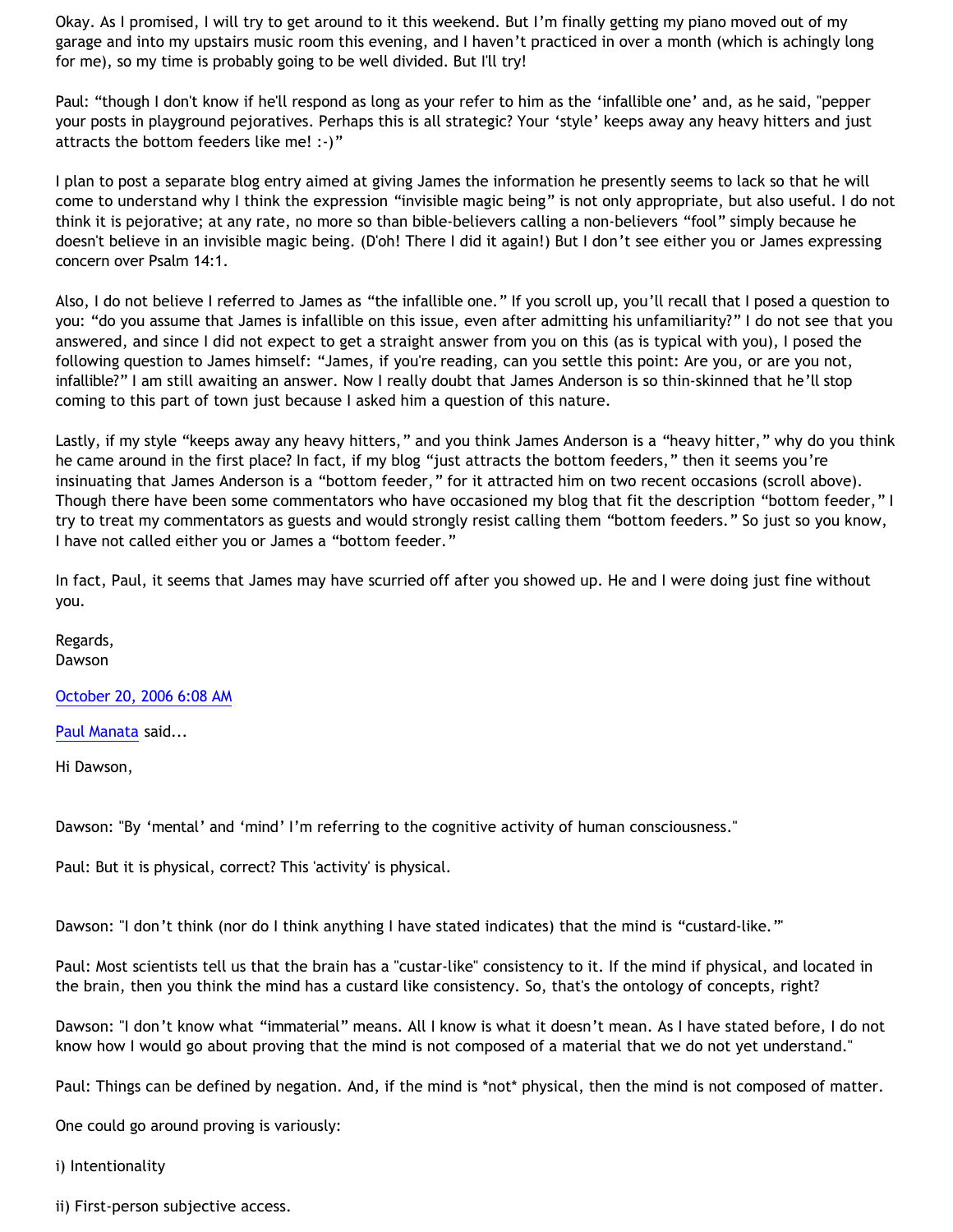Okay. As I promised, I will try to get around to it this weekend. But I'm finally getting my piano moved out of my garage and into my upstairs music room this evening, and I haven't practiced in over a month (which is achingly long for me), so my time is probably going to be well divided. But I'll try!

Paul: "though I don't know if he'll respond as long as your refer to him as the 'infallible one' and, as he said, "pepper your posts in playground pejoratives. Perhaps this is all strategic? Your 'style' keeps away any heavy hitters and just attracts the bottom feeders like me! :-)"

I plan to post a separate blog entry aimed at giving James the information he presently seems to lack so that he will come to understand why I think the expression "invisible magic being" is not only appropriate, but also useful. I do not think it is pejorative; at any rate, no more so than bible-believers calling a non-believers "fool" simply because he doesn't believe in an invisible magic being. (D'oh! There I did it again!) But I don't see either you or James expressing concern over Psalm 14:1.

Also, I do not believe I referred to James as "the infallible one." If you scroll up, you'll recall that I posed a question to you: "do you assume that James is infallible on this issue, even after admitting his unfamiliarity?" I do not see that you answered, and since I did not expect to get a straight answer from you on this (as is typical with you), I posed the following question to James himself: "James, if you're reading, can you settle this point: Are you, or are you not, infallible?" I am still awaiting an answer. Now I really doubt that James Anderson is so thin-skinned that he'll stop coming to this part of town just because I asked him a question of this nature.

Lastly, if my style "keeps away any heavy hitters," and you think James Anderson is a "heavy hitter," why do you think he came around in the first place? In fact, if my blog "just attracts the bottom feeders," then it seems you're insinuating that James Anderson is a "bottom feeder," for it attracted him on two recent occasions (scroll above). Though there have been some commentators who have occasioned my blog that fit the description "bottom feeder," I try to treat my commentators as guests and would strongly resist calling them "bottom feeders." So just so you know, I have not called either you or James a "bottom feeder."

In fact, Paul, it seems that James may have scurried off after you showed up. He and I were doing just fine without you.

Regards,
Dawson

October 20, 2006 6:08 AM

Paul Manata said...

Hi Dawson,

Dawson: "By 'mental' and 'mind' I'm referring to the cognitive activity of human consciousness."

Paul: But it is physical, correct? This 'activity' is physical.

Dawson: "I don't think (nor do I think anything I have stated indicates) that the mind is "custard-like.""

Paul: Most scientists tell us that the brain has a "custar-like" consistency to it. If the mind if physical, and located in the brain, then you think the mind has a custard like consistency. So, that's the ontology of concepts, right?

Dawson: "I don't know what "immaterial" means. All I know is what it doesn't mean. As I have stated before, I do not know how I would go about proving that the mind is not composed of a material that we do not yet understand."

Paul: Things can be defined by negation. And, if the mind is *not* physical, then the mind is not composed of matter.

One could go around proving is variously:

i) Intentionality

ii) First-person subjective access.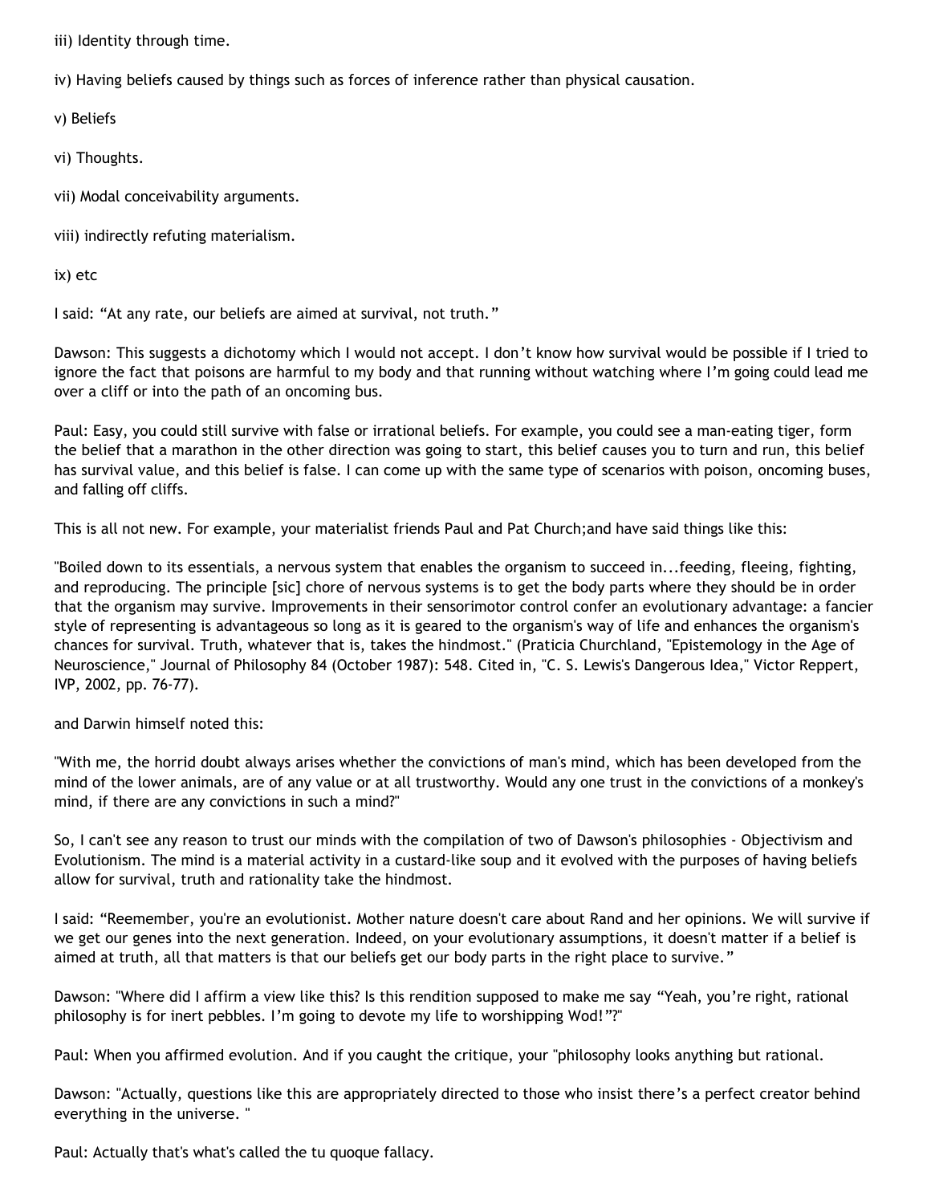iii) Identity through time.

iv) Having beliefs caused by things such as forces of inference rather than physical causation.

v) Beliefs

vi) Thoughts.

vii) Modal conceivability arguments.

viii) indirectly refuting materialism.

ix) etc

I said: “At any rate, our beliefs are aimed at survival, not truth.”

Dawson: This suggests a dichotomy which I would not accept. I don’t know how survival would be possible if I tried to ignore the fact that poisons are harmful to my body and that running without watching where I’m going could lead me over a cliff or into the path of an oncoming bus.

Paul: Easy, you could still survive with false or irrational beliefs. For example, you could see a man-eating tiger, form the belief that a marathon in the other direction was going to start, this belief causes you to turn and run, this belief has survival value, and this belief is false. I can come up with the same type of scenarios with poison, oncoming buses, and falling off cliffs.

This is all not new. For example, your materialist friends Paul and Pat Church;and have said things like this:

"Boiled down to its essentials, a nervous system that enables the organism to succeed in...feeding, fleeing, fighting, and reproducing. The principle [sic] chore of nervous systems is to get the body parts where they should be in order that the organism may survive. Improvements in their sensorimotor control confer an evolutionary advantage: a fancier style of representing is advantageous so long as it is geared to the organism's way of life and enhances the organism's chances for survival. Truth, whatever that is, takes the hindmost." (Praticia Churchland, "Epistemology in the Age of Neuroscience," Journal of Philosophy 84 (October 1987): 548. Cited in, "C. S. Lewis's Dangerous Idea," Victor Reppert, IVP, 2002, pp. 76-77).

and Darwin himself noted this:

"With me, the horrid doubt always arises whether the convictions of man's mind, which has been developed from the mind of the lower animals, are of any value or at all trustworthy. Would any one trust in the convictions of a monkey's mind, if there are any convictions in such a mind?"

So, I can't see any reason to trust our minds with the compilation of two of Dawson's philosophies - Objectivism and Evolutionism. The mind is a material activity in a custard-like soup and it evolved with the purposes of having beliefs allow for survival, truth and rationality take the hindmost.

I said: “Reemember, you're an evolutionist. Mother nature doesn't care about Rand and her opinions. We will survive if we get our genes into the next generation. Indeed, on your evolutionary assumptions, it doesn't matter if a belief is aimed at truth, all that matters is that our beliefs get our body parts in the right place to survive.”

Dawson: "Where did I affirm a view like this? Is this rendition supposed to make me say “Yeah, you’re right, rational philosophy is for inert pebbles. I’m going to devote my life to worshipping Wod!”?"

Paul: When you affirmed evolution. And if you caught the critique, your "philosophy looks anything but rational.

Dawson: "Actually, questions like this are appropriately directed to those who insist there’s a perfect creator behind everything in the universe. "

Paul: Actually that's what's called the tu quoque fallacy.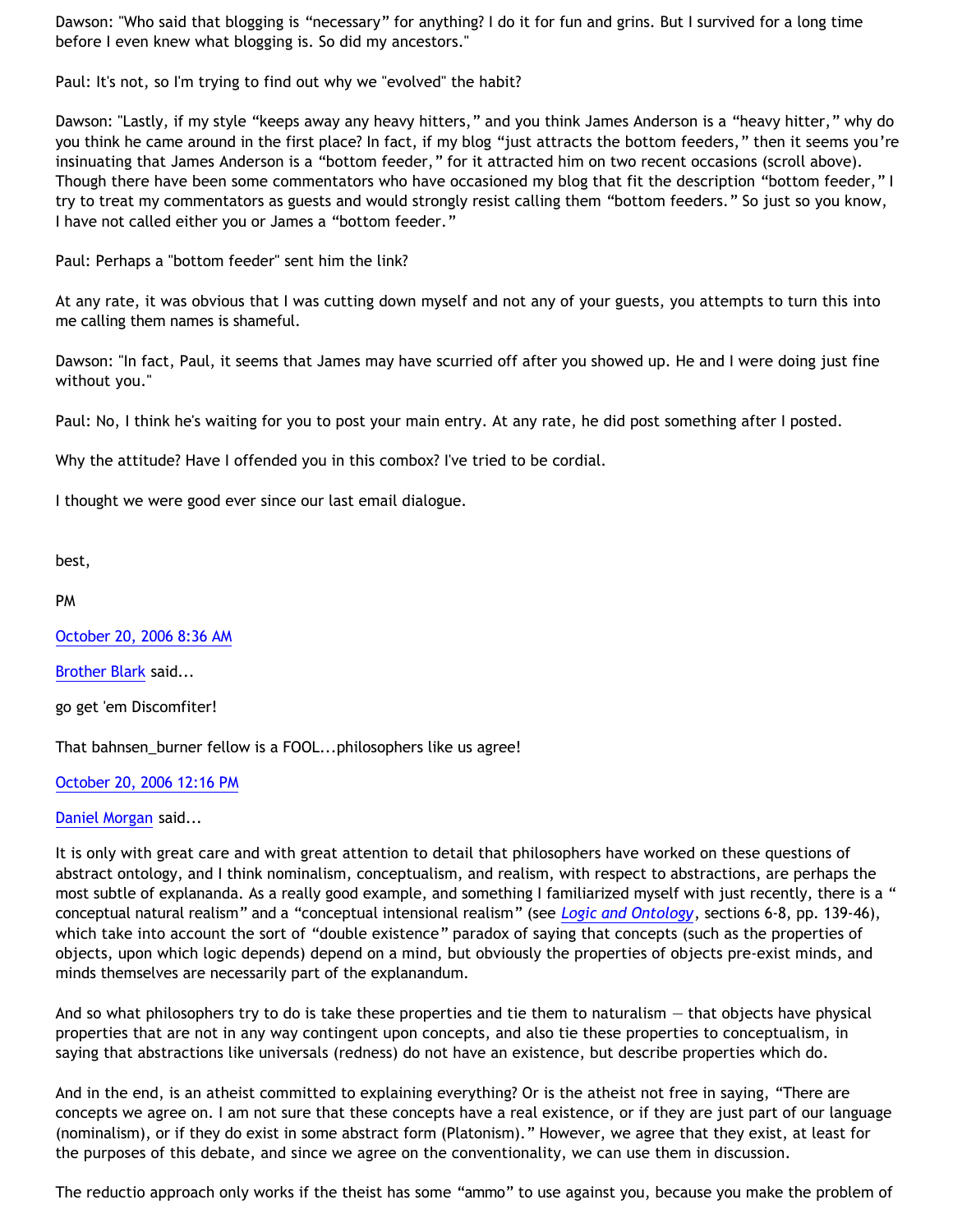Dawson: "Who said that blogging is "necessary" for anything? I do it for fun and grins. But I survived for a long time before I even knew what blogging is. So did my ancestors."

Paul: It's not, so I'm trying to find out why we "evolved" the habit?

Dawson: "Lastly, if my style "keeps away any heavy hitters," and you think James Anderson is a "heavy hitter," why do you think he came around in the first place? In fact, if my blog "just attracts the bottom feeders," then it seems you're insinuating that James Anderson is a "bottom feeder," for it attracted him on two recent occasions (scroll above). Though there have been some commentators who have occasioned my blog that fit the description "bottom feeder," I try to treat my commentators as guests and would strongly resist calling them "bottom feeders." So just so you know, I have not called either you or James a "bottom feeder."

Paul: Perhaps a "bottom feeder" sent him the link?

At any rate, it was obvious that I was cutting down myself and not any of your guests, you attempts to turn this into me calling them names is shameful.

Dawson: "In fact, Paul, it seems that James may have scurried off after you showed up. He and I were doing just fine without you."

Paul: No, I think he's waiting for you to post your main entry. At any rate, he did post something after I posted.

Why the attitude? Have I offended you in this combox? I've tried to be cordial.

I thought we were good ever since our last email dialogue.

best,

PM

October 20, 2006 8:36 AM

Brother Blark said...

go get 'em Discomfiter!

That bahnsen_burner fellow is a FOOL...philosophers like us agree!

October 20, 2006 12:16 PM

Daniel Morgan said...

It is only with great care and with great attention to detail that philosophers have worked on these questions of abstract ontology, and I think nominalism, conceptualism, and realism, with respect to abstractions, are perhaps the most subtle of explananda. As a really good example, and something I familiarized myself with just recently, there is a "conceptual natural realism" and a "conceptual intensional realism" (see *Logic and Ontology*, sections 6-8, pp. 139-46), which take into account the sort of "double existence" paradox of saying that concepts (such as the properties of objects, upon which logic depends) depend on a mind, but obviously the properties of objects pre-exist minds, and minds themselves are necessarily part of the explanandum.

And so what philosophers try to do is take these properties and tie them to naturalism — that objects have physical properties that are not in any way contingent upon concepts, and also tie these properties to conceptualism, in saying that abstractions like universals (redness) do not have an existence, but describe properties which do.

And in the end, is an atheist committed to explaining everything? Or is the atheist not free in saying, "There are concepts we agree on. I am not sure that these concepts have a real existence, or if they are just part of our language (nominalism), or if they do exist in some abstract form (Platonism)." However, we agree that they exist, at least for the purposes of this debate, and since we agree on the conventionality, we can use them in discussion.

The reductio approach only works if the theist has some "ammo" to use against you, because you make the problem of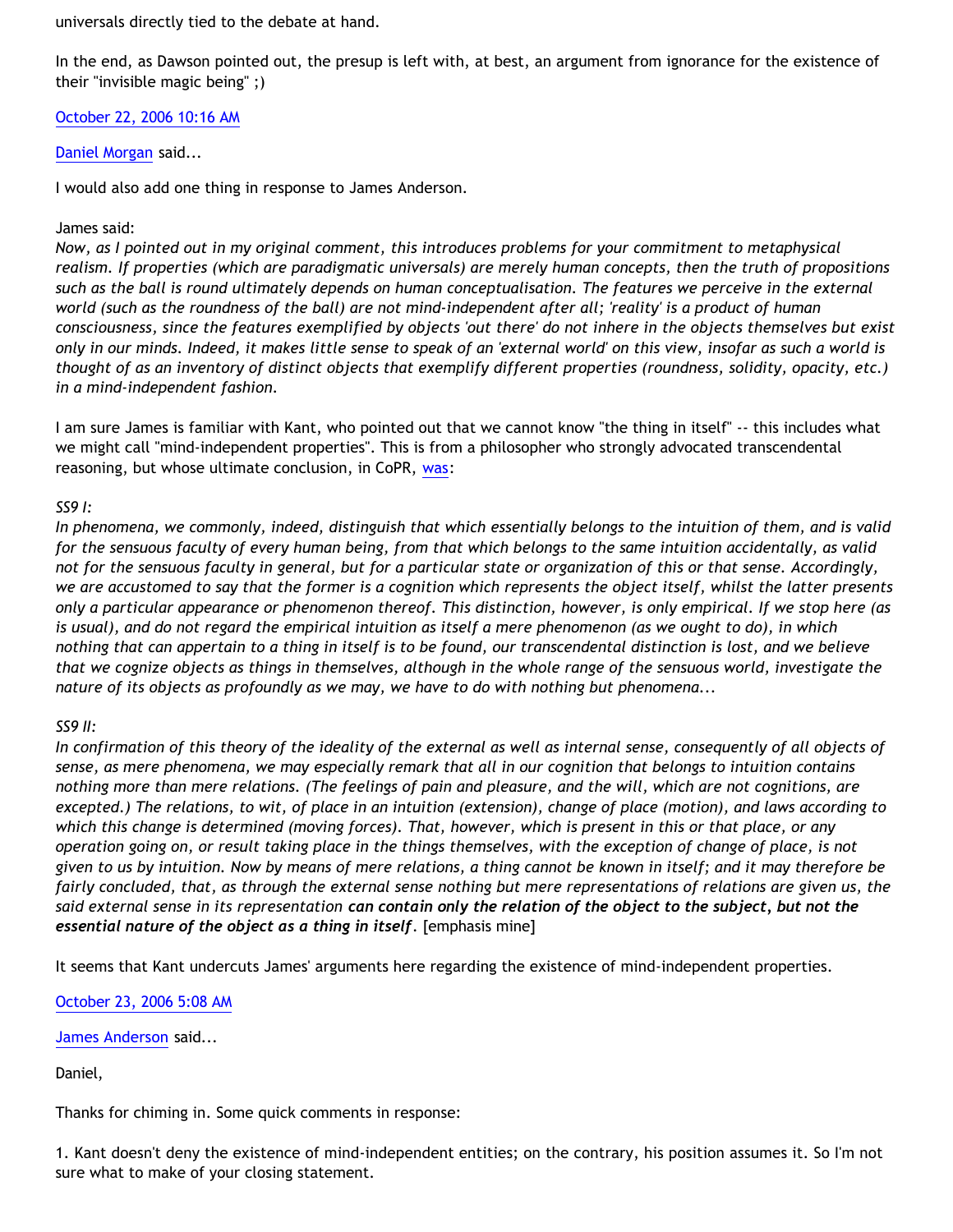universals directly tied to the debate at hand.

In the end, as Dawson pointed out, the presup is left with, at best, an argument from ignorance for the existence of their "invisible magic being" ;)

October 22, 2006 10:16 AM

Daniel Morgan said...

I would also add one thing in response to James Anderson.

James said:
*Now, as I pointed out in my original comment, this introduces problems for your commitment to metaphysical realism. If properties (which are paradigmatic universals) are merely human concepts, then the truth of propositions such as the ball is round ultimately depends on human conceptualisation. The features we perceive in the external world (such as the roundness of the ball) are not mind-independent after all; 'reality' is a product of human consciousness, since the features exemplified by objects 'out there' do not inhere in the objects themselves but exist only in our minds. Indeed, it makes little sense to speak of an 'external world' on this view, insofar as such a world is thought of as an inventory of distinct objects that exemplify different properties (roundness, solidity, opacity, etc.) in a mind-independent fashion.*

I am sure James is familiar with Kant, who pointed out that we cannot know "the thing in itself" -- this includes what we might call "mind-independent properties". This is from a philosopher who strongly advocated transcendental reasoning, but whose ultimate conclusion, in CoPR, was:

*SS9 I:*
*In phenomena, we commonly, indeed, distinguish that which essentially belongs to the intuition of them, and is valid for the sensuous faculty of every human being, from that which belongs to the same intuition accidentally, as valid not for the sensuous faculty in general, but for a particular state or organization of this or that sense. Accordingly, we are accustomed to say that the former is a cognition which represents the object itself, whilst the latter presents only a particular appearance or phenomenon thereof. This distinction, however, is only empirical. If we stop here (as is usual), and do not regard the empirical intuition as itself a mere phenomenon (as we ought to do), in which nothing that can appertain to a thing in itself is to be found, our transcendental distinction is lost, and we believe that we cognize objects as things in themselves, although in the whole range of the sensuous world, investigate the nature of its objects as profoundly as we may, we have to do with nothing but phenomena...*

*SS9 II:*
*In confirmation of this theory of the ideality of the external as well as internal sense, consequently of all objects of sense, as mere phenomena, we may especially remark that all in our cognition that belongs to intuition contains nothing more than mere relations. (The feelings of pain and pleasure, and the will, which are not cognitions, are excepted.) The relations, to wit, of place in an intuition (extension), change of place (motion), and laws according to which this change is determined (moving forces). That, however, which is present in this or that place, or any operation going on, or result taking place in the things themselves, with the exception of change of place, is not given to us by intuition. Now by means of mere relations, a thing cannot be known in itself; and it may therefore be fairly concluded, that, as through the external sense nothing but mere representations of relations are given us, the said external sense in its representation* ***can contain only the relation of the object to the subject, but not the essential nature of the object as a thing in itself****.* [emphasis mine]

It seems that Kant undercuts James' arguments here regarding the existence of mind-independent properties.

October 23, 2006 5:08 AM

James Anderson said...

Daniel,

Thanks for chiming in. Some quick comments in response:

1. Kant doesn't deny the existence of mind-independent entities; on the contrary, his position assumes it. So I'm not sure what to make of your closing statement.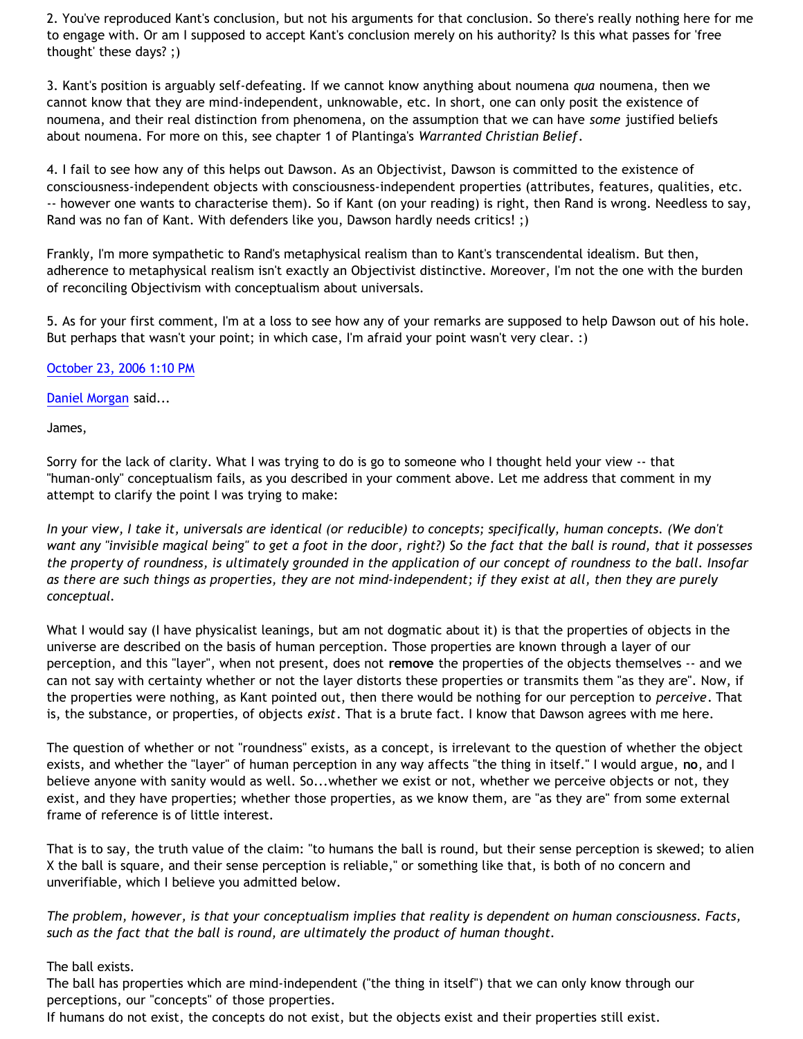2. You've reproduced Kant's conclusion, but not his arguments for that conclusion. So there's really nothing here for me to engage with. Or am I supposed to accept Kant's conclusion merely on his authority? Is this what passes for 'free thought' these days? ;)

3. Kant's position is arguably self-defeating. If we cannot know anything about noumena *qua* noumena, then we cannot know that they are mind-independent, unknowable, etc. In short, one can only posit the existence of noumena, and their real distinction from phenomena, on the assumption that we can have *some* justified beliefs about noumena. For more on this, see chapter 1 of Plantinga's *Warranted Christian Belief*.

4. I fail to see how any of this helps out Dawson. As an Objectivist, Dawson is committed to the existence of consciousness-independent objects with consciousness-independent properties (attributes, features, qualities, etc. -- however one wants to characterise them). So if Kant (on your reading) is right, then Rand is wrong. Needless to say, Rand was no fan of Kant. With defenders like you, Dawson hardly needs critics! ;)

Frankly, I'm more sympathetic to Rand's metaphysical realism than to Kant's transcendental idealism. But then, adherence to metaphysical realism isn't exactly an Objectivist distinctive. Moreover, I'm not the one with the burden of reconciling Objectivism with conceptualism about universals.

5. As for your first comment, I'm at a loss to see how any of your remarks are supposed to help Dawson out of his hole. But perhaps that wasn't your point; in which case, I'm afraid your point wasn't very clear. :)

October 23, 2006 1:10 PM

Daniel Morgan said...

James,

Sorry for the lack of clarity. What I was trying to do is go to someone who I thought held your view -- that "human-only" conceptualism fails, as you described in your comment above. Let me address that comment in my attempt to clarify the point I was trying to make:

*In your view, I take it, universals are identical (or reducible) to concepts; specifically, human concepts. (We don't want any "invisible magical being" to get a foot in the door, right?) So the fact that the ball is round, that it possesses the property of roundness, is ultimately grounded in the application of our concept of roundness to the ball. Insofar as there are such things as properties, they are not mind-independent; if they exist at all, then they are purely conceptual.*

What I would say (I have physicalist leanings, but am not dogmatic about it) is that the properties of objects in the universe are described on the basis of human perception. Those properties are known through a layer of our perception, and this "layer", when not present, does not **remove** the properties of the objects themselves -- and we can not say with certainty whether or not the layer distorts these properties or transmits them "as they are". Now, if the properties were nothing, as Kant pointed out, then there would be nothing for our perception to *perceive*. That is, the substance, or properties, of objects *exist*. That is a brute fact. I know that Dawson agrees with me here.

The question of whether or not "roundness" exists, as a concept, is irrelevant to the question of whether the object exists, and whether the "layer" of human perception in any way affects "the thing in itself." I would argue, **no**, and I believe anyone with sanity would as well. So...whether we exist or not, whether we perceive objects or not, they exist, and they have properties; whether those properties, as we know them, are "as they are" from some external frame of reference is of little interest.

That is to say, the truth value of the claim: "to humans the ball is round, but their sense perception is skewed; to alien X the ball is square, and their sense perception is reliable," or something like that, is both of no concern and unverifiable, which I believe you admitted below.

*The problem, however, is that your conceptualism implies that reality is dependent on human consciousness. Facts, such as the fact that the ball is round, are ultimately the product of human thought.*

The ball exists.
The ball has properties which are mind-independent ("the thing in itself") that we can only know through our perceptions, our "concepts" of those properties.
If humans do not exist, the concepts do not exist, but the objects exist and their properties still exist.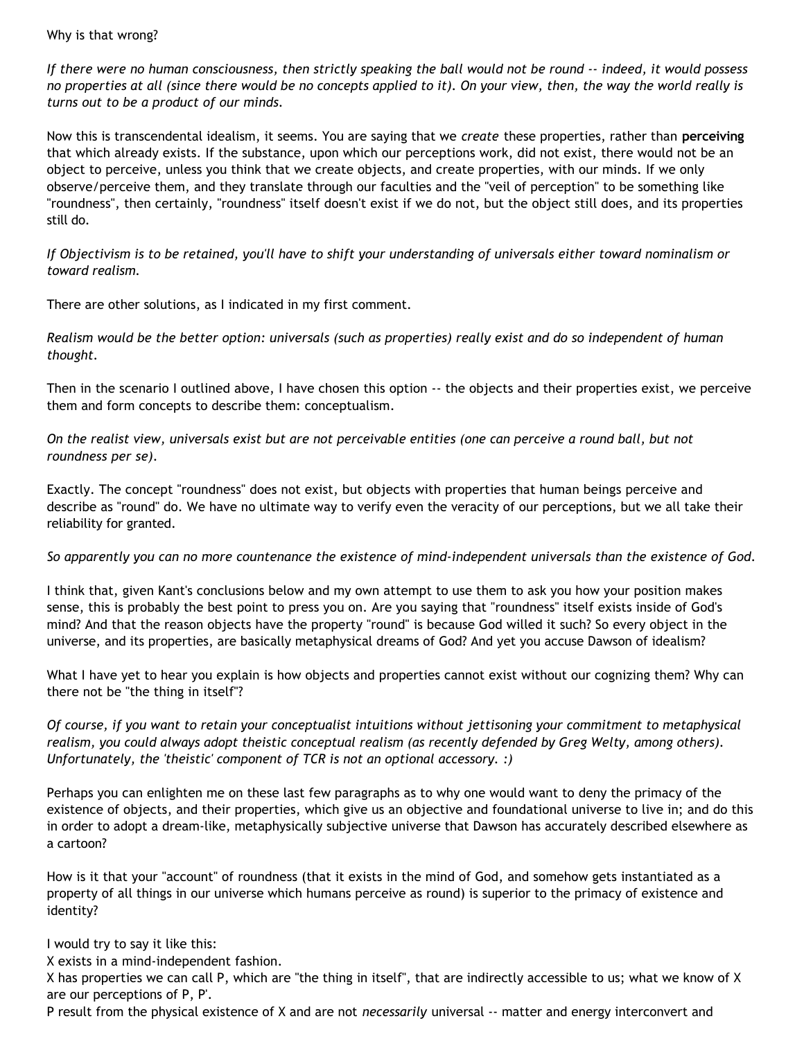Why is that wrong?

*If there were no human consciousness, then strictly speaking the ball would not be round -- indeed, it would possess no properties at all (since there would be no concepts applied to it). On your view, then, the way the world really is turns out to be a product of our minds.*

Now this is transcendental idealism, it seems. You are saying that we *create* these properties, rather than **perceiving** that which already exists. If the substance, upon which our perceptions work, did not exist, there would not be an object to perceive, unless you think that we create objects, and create properties, with our minds. If we only observe/perceive them, and they translate through our faculties and the "veil of perception" to be something like "roundness", then certainly, "roundness" itself doesn't exist if we do not, but the object still does, and its properties still do.

*If Objectivism is to be retained, you'll have to shift your understanding of universals either toward nominalism or toward realism.*

There are other solutions, as I indicated in my first comment.

*Realism would be the better option: universals (such as properties) really exist and do so independent of human thought.*

Then in the scenario I outlined above, I have chosen this option -- the objects and their properties exist, we perceive them and form concepts to describe them: conceptualism.

*On the realist view, universals exist but are not perceivable entities (one can perceive a round ball, but not roundness per se).*

Exactly. The concept "roundness" does not exist, but objects with properties that human beings perceive and describe as "round" do. We have no ultimate way to verify even the veracity of our perceptions, but we all take their reliability for granted.

*So apparently you can no more countenance the existence of mind-independent universals than the existence of God.*

I think that, given Kant's conclusions below and my own attempt to use them to ask you how your position makes sense, this is probably the best point to press you on. Are you saying that "roundness" itself exists inside of God's mind? And that the reason objects have the property "round" is because God willed it such? So every object in the universe, and its properties, are basically metaphysical dreams of God? And yet you accuse Dawson of idealism?

What I have yet to hear you explain is how objects and properties cannot exist without our cognizing them? Why can there not be "the thing in itself"?

*Of course, if you want to retain your conceptualist intuitions without jettisoning your commitment to metaphysical realism, you could always adopt theistic conceptual realism (as recently defended by Greg Welty, among others). Unfortunately, the 'theistic' component of TCR is not an optional accessory. :)*

Perhaps you can enlighten me on these last few paragraphs as to why one would want to deny the primacy of the existence of objects, and their properties, which give us an objective and foundational universe to live in; and do this in order to adopt a dream-like, metaphysically subjective universe that Dawson has accurately described elsewhere as a cartoon?

How is it that your "account" of roundness (that it exists in the mind of God, and somehow gets instantiated as a property of all things in our universe which humans perceive as round) is superior to the primacy of existence and identity?

I would try to say it like this:
X exists in a mind-independent fashion.
X has properties we can call P, which are "the thing in itself", that are indirectly accessible to us; what we know of X are our perceptions of P, P'.
P result from the physical existence of X and are not *necessarily* universal -- matter and energy interconvert and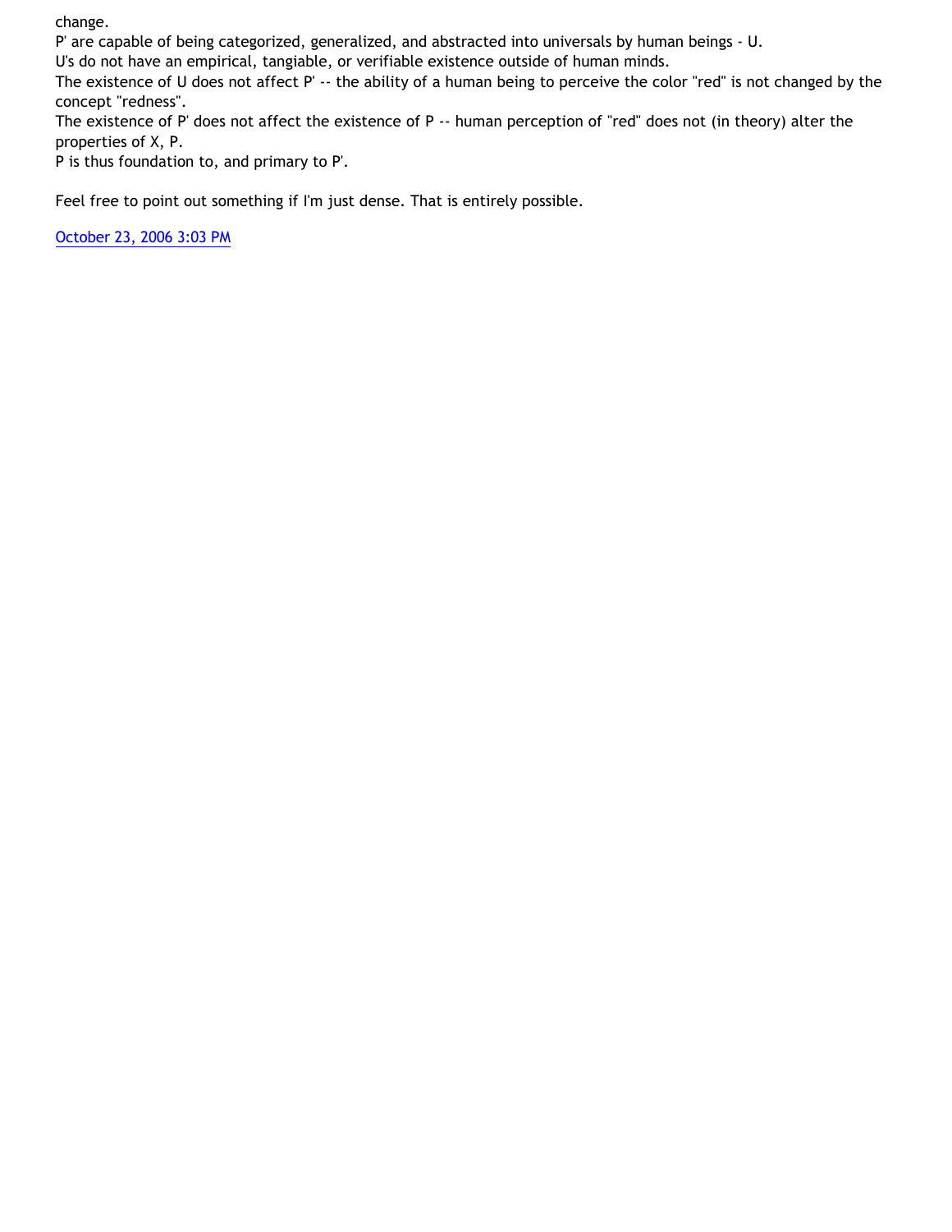change.
P' are capable of being categorized, generalized, and abstracted into universals by human beings - U.
U's do not have an empirical, tangiable, or verifiable existence outside of human minds.
The existence of U does not affect P' -- the ability of a human being to perceive the color "red" is not changed by the concept "redness".
The existence of P' does not affect the existence of P -- human perception of "red" does not (in theory) alter the properties of X, P.
P is thus foundation to, and primary to P'.

Feel free to point out something if I'm just dense. That is entirely possible.

October 23, 2006 3:03 PM